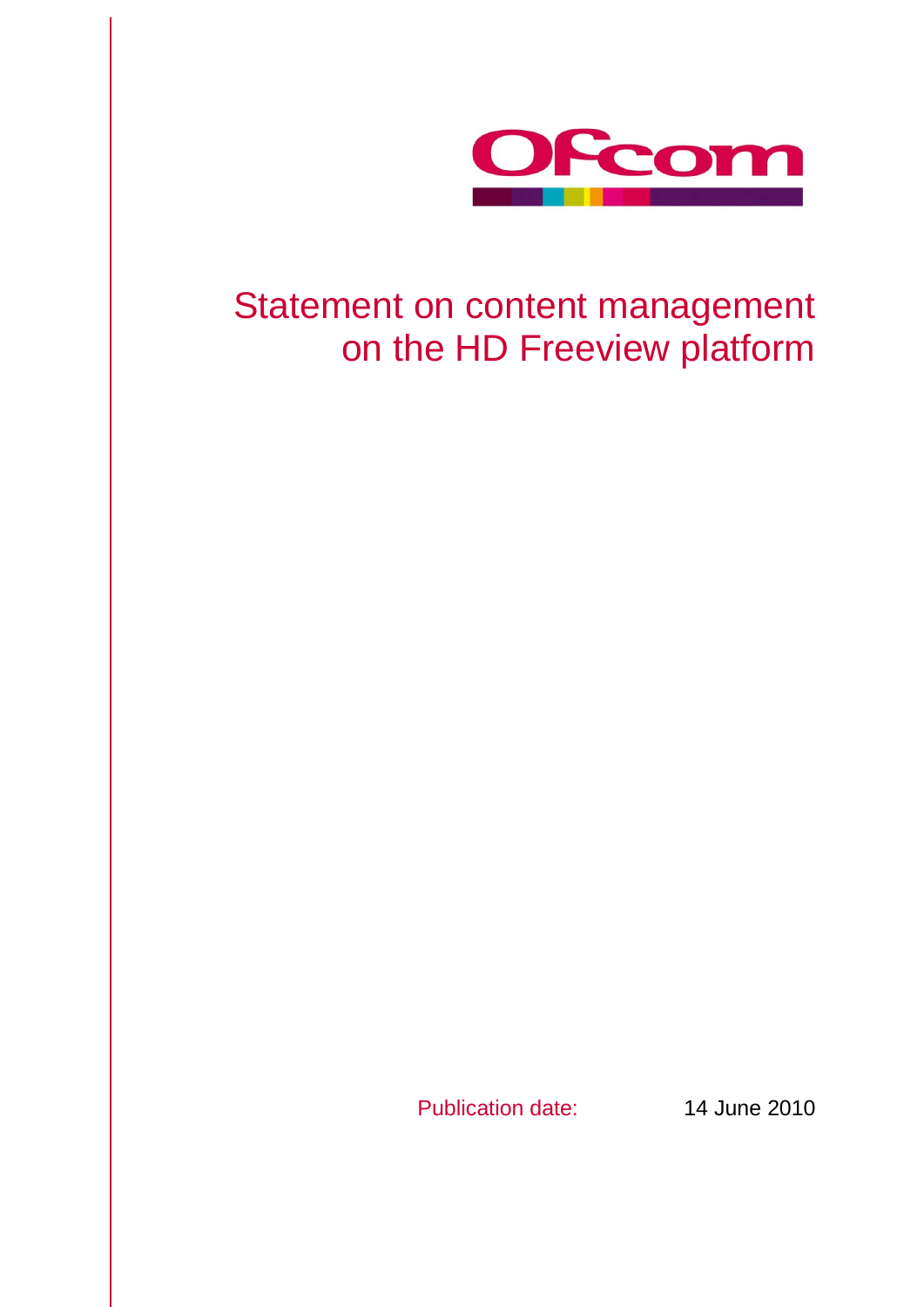Ofcom

# Statement on content management on the HD Freeview platform

Publication date: 14 June 2010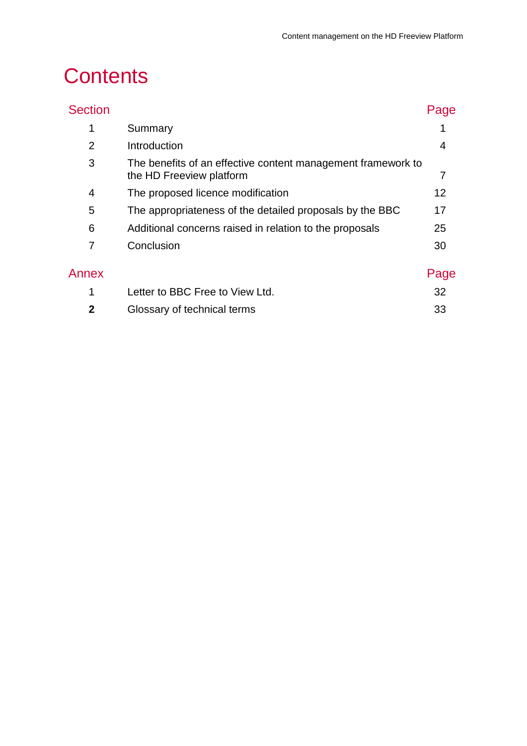# Contents

| Section | | Page |
|---|---|---|
| 1 | Summary | 1 |
| 2 | Introduction | 4 |
| 3 | The benefits of an effective content management framework to the HD Freeview platform | 7 |
| 4 | The proposed licence modification | 12 |
| 5 | The appropriateness of the detailed proposals by the BBC | 17 |
| 6 | Additional concerns raised in relation to the proposals | 25 |
| 7 | Conclusion | 30 |

| Annex | | Page |
|---|---|---|
| 1 | Letter to BBC Free to View Ltd. | 32 |
| **2** | Glossary of technical terms | 33 |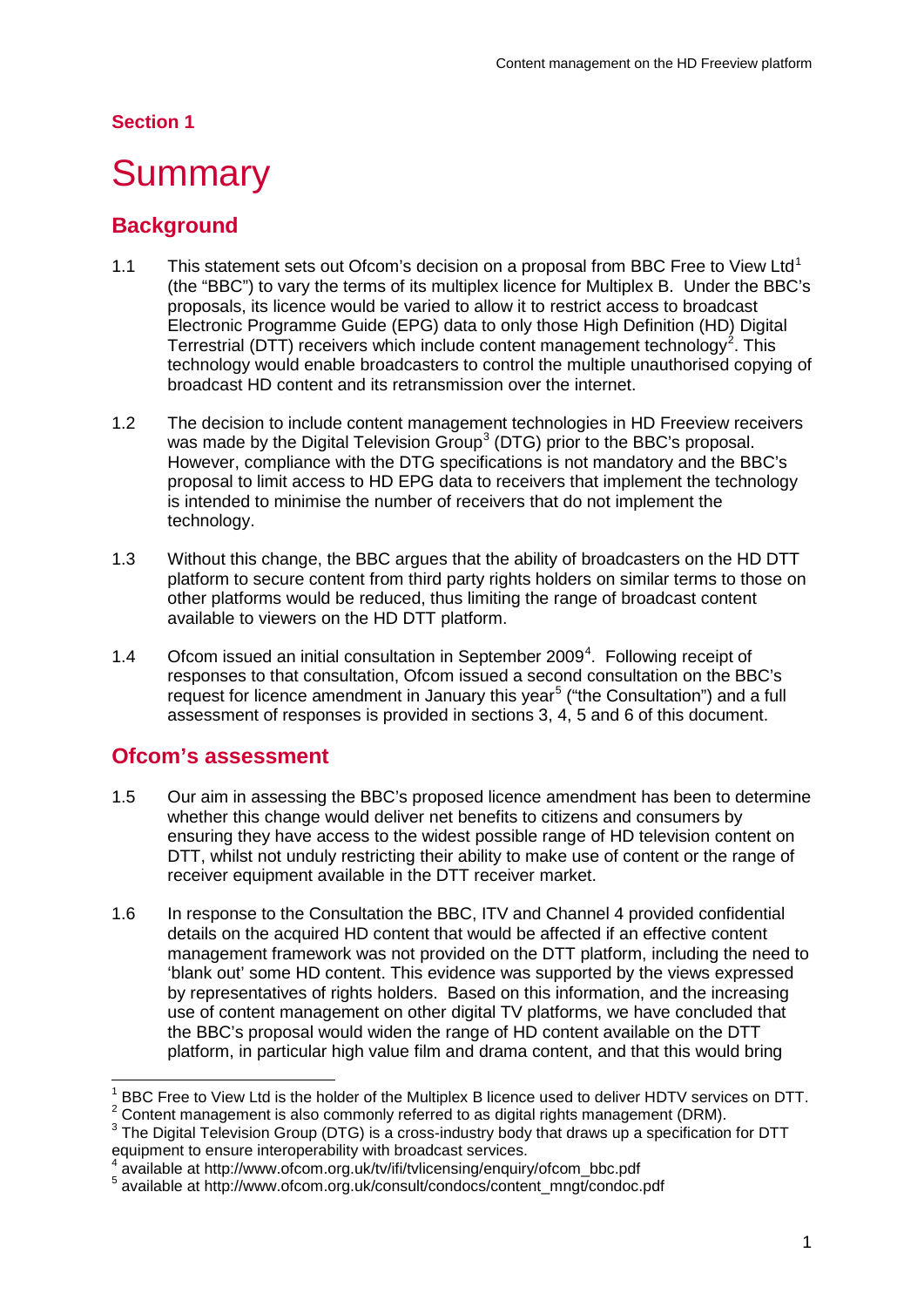## Section 1

# Summary

## Background

1.1 This statement sets out Ofcom's decision on a proposal from BBC Free to View Ltd[1] (the "BBC") to vary the terms of its multiplex licence for Multiplex B. Under the BBC's proposals, its licence would be varied to allow it to restrict access to broadcast Electronic Programme Guide (EPG) data to only those High Definition (HD) Digital Terrestrial (DTT) receivers which include content management technology[2]. This technology would enable broadcasters to control the multiple unauthorised copying of broadcast HD content and its retransmission over the internet.

1.2 The decision to include content management technologies in HD Freeview receivers was made by the Digital Television Group[3] (DTG) prior to the BBC's proposal. However, compliance with the DTG specifications is not mandatory and the BBC's proposal to limit access to HD EPG data to receivers that implement the technology is intended to minimise the number of receivers that do not implement the technology.

1.3 Without this change, the BBC argues that the ability of broadcasters on the HD DTT platform to secure content from third party rights holders on similar terms to those on other platforms would be reduced, thus limiting the range of broadcast content available to viewers on the HD DTT platform.

1.4 Ofcom issued an initial consultation in September 2009[4]. Following receipt of responses to that consultation, Ofcom issued a second consultation on the BBC's request for licence amendment in January this year[5] ("the Consultation") and a full assessment of responses is provided in sections 3, 4, 5 and 6 of this document.

## Ofcom's assessment

1.5 Our aim in assessing the BBC's proposed licence amendment has been to determine whether this change would deliver net benefits to citizens and consumers by ensuring they have access to the widest possible range of HD television content on DTT, whilst not unduly restricting their ability to make use of content or the range of receiver equipment available in the DTT receiver market.

1.6 In response to the Consultation the BBC, ITV and Channel 4 provided confidential details on the acquired HD content that would be affected if an effective content management framework was not provided on the DTT platform, including the need to 'blank out' some HD content. This evidence was supported by the views expressed by representatives of rights holders. Based on this information, and the increasing use of content management on other digital TV platforms, we have concluded that the BBC's proposal would widen the range of HD content available on the DTT platform, in particular high value film and drama content, and that this would bring

---

[1] BBC Free to View Ltd is the holder of the Multiplex B licence used to deliver HDTV services on DTT.

[2] Content management is also commonly referred to as digital rights management (DRM).

[3] The Digital Television Group (DTG) is a cross-industry body that draws up a specification for DTT equipment to ensure interoperability with broadcast services.

[4] available at http://www.ofcom.org.uk/tv/ifi/tvlicensing/enquiry/ofcom_bbc.pdf

[5] available at http://www.ofcom.org.uk/consult/condocs/content_mngt/condoc.pdf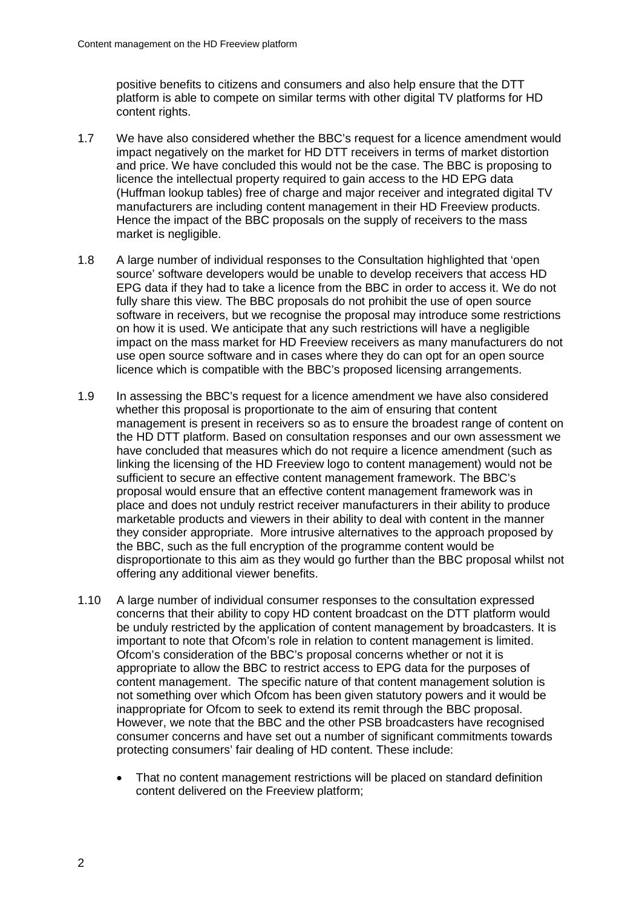positive benefits to citizens and consumers and also help ensure that the DTT platform is able to compete on similar terms with other digital TV platforms for HD content rights.

1.7 We have also considered whether the BBC's request for a licence amendment would impact negatively on the market for HD DTT receivers in terms of market distortion and price. We have concluded this would not be the case. The BBC is proposing to licence the intellectual property required to gain access to the HD EPG data (Huffman lookup tables) free of charge and major receiver and integrated digital TV manufacturers are including content management in their HD Freeview products. Hence the impact of the BBC proposals on the supply of receivers to the mass market is negligible.

1.8 A large number of individual responses to the Consultation highlighted that 'open source' software developers would be unable to develop receivers that access HD EPG data if they had to take a licence from the BBC in order to access it. We do not fully share this view. The BBC proposals do not prohibit the use of open source software in receivers, but we recognise the proposal may introduce some restrictions on how it is used. We anticipate that any such restrictions will have a negligible impact on the mass market for HD Freeview receivers as many manufacturers do not use open source software and in cases where they do can opt for an open source licence which is compatible with the BBC's proposed licensing arrangements.

1.9 In assessing the BBC's request for a licence amendment we have also considered whether this proposal is proportionate to the aim of ensuring that content management is present in receivers so as to ensure the broadest range of content on the HD DTT platform. Based on consultation responses and our own assessment we have concluded that measures which do not require a licence amendment (such as linking the licensing of the HD Freeview logo to content management) would not be sufficient to secure an effective content management framework. The BBC's proposal would ensure that an effective content management framework was in place and does not unduly restrict receiver manufacturers in their ability to produce marketable products and viewers in their ability to deal with content in the manner they consider appropriate. More intrusive alternatives to the approach proposed by the BBC, such as the full encryption of the programme content would be disproportionate to this aim as they would go further than the BBC proposal whilst not offering any additional viewer benefits.

1.10 A large number of individual consumer responses to the consultation expressed concerns that their ability to copy HD content broadcast on the DTT platform would be unduly restricted by the application of content management by broadcasters. It is important to note that Ofcom's role in relation to content management is limited. Ofcom's consideration of the BBC's proposal concerns whether or not it is appropriate to allow the BBC to restrict access to EPG data for the purposes of content management. The specific nature of that content management solution is not something over which Ofcom has been given statutory powers and it would be inappropriate for Ofcom to seek to extend its remit through the BBC proposal. However, we note that the BBC and the other PSB broadcasters have recognised consumer concerns and have set out a number of significant commitments towards protecting consumers' fair dealing of HD content. These include:

- That no content management restrictions will be placed on standard definition content delivered on the Freeview platform;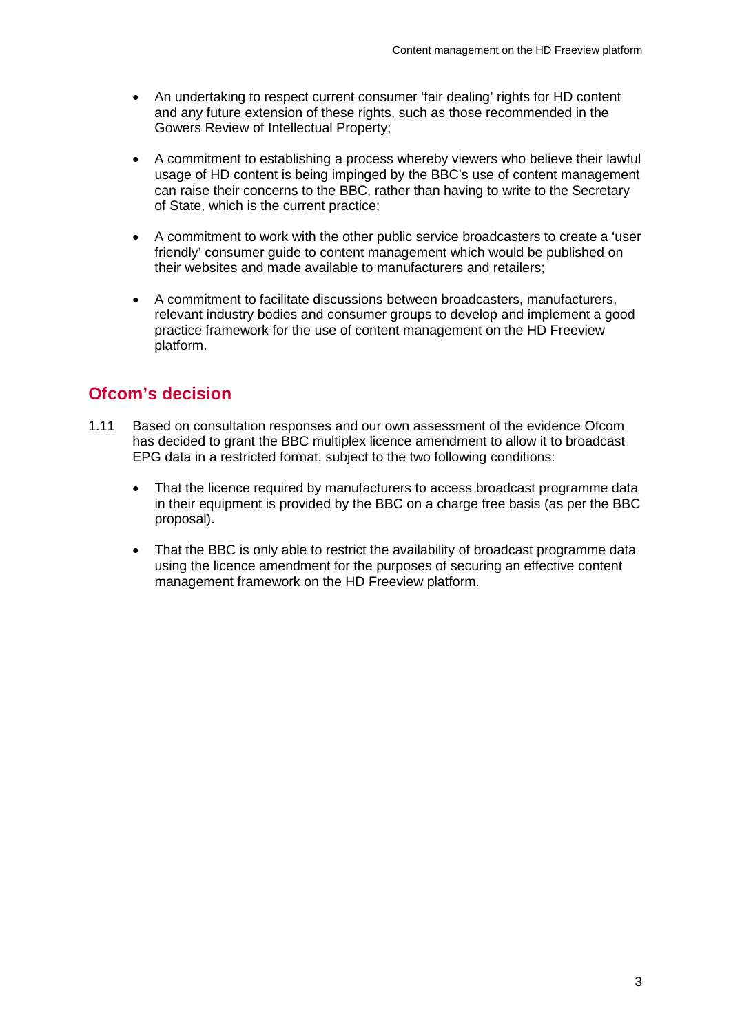- An undertaking to respect current consumer 'fair dealing' rights for HD content and any future extension of these rights, such as those recommended in the Gowers Review of Intellectual Property;

- A commitment to establishing a process whereby viewers who believe their lawful usage of HD content is being impinged by the BBC's use of content management can raise their concerns to the BBC, rather than having to write to the Secretary of State, which is the current practice;

- A commitment to work with the other public service broadcasters to create a 'user friendly' consumer guide to content management which would be published on their websites and made available to manufacturers and retailers;

- A commitment to facilitate discussions between broadcasters, manufacturers, relevant industry bodies and consumer groups to develop and implement a good practice framework for the use of content management on the HD Freeview platform.

## Ofcom's decision

1.11 Based on consultation responses and our own assessment of the evidence Ofcom has decided to grant the BBC multiplex licence amendment to allow it to broadcast EPG data in a restricted format, subject to the two following conditions:

- That the licence required by manufacturers to access broadcast programme data in their equipment is provided by the BBC on a charge free basis (as per the BBC proposal).

- That the BBC is only able to restrict the availability of broadcast programme data using the licence amendment for the purposes of securing an effective content management framework on the HD Freeview platform.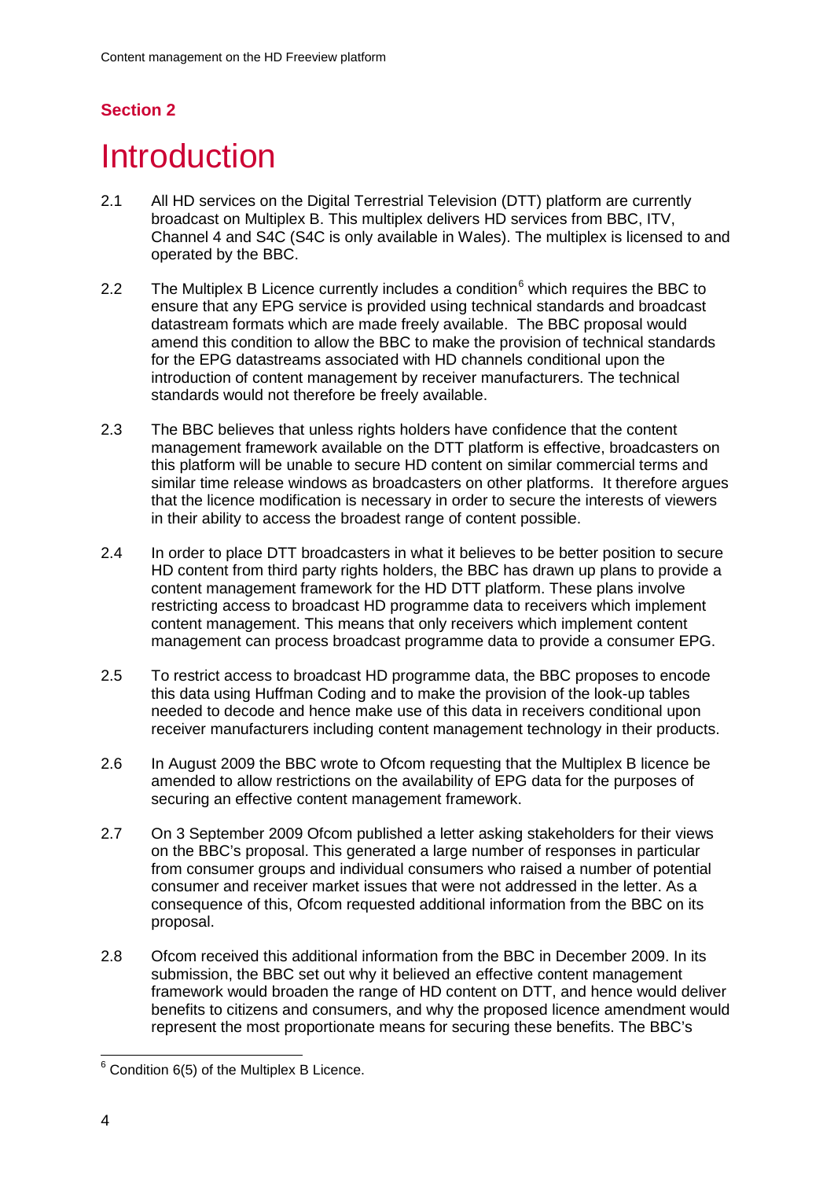## Section 2

# Introduction

2.1 All HD services on the Digital Terrestrial Television (DTT) platform are currently broadcast on Multiplex B. This multiplex delivers HD services from BBC, ITV, Channel 4 and S4C (S4C is only available in Wales). The multiplex is licensed to and operated by the BBC.

2.2 The Multiplex B Licence currently includes a condition[6] which requires the BBC to ensure that any EPG service is provided using technical standards and broadcast datastream formats which are made freely available. The BBC proposal would amend this condition to allow the BBC to make the provision of technical standards for the EPG datastreams associated with HD channels conditional upon the introduction of content management by receiver manufacturers. The technical standards would not therefore be freely available.

2.3 The BBC believes that unless rights holders have confidence that the content management framework available on the DTT platform is effective, broadcasters on this platform will be unable to secure HD content on similar commercial terms and similar time release windows as broadcasters on other platforms. It therefore argues that the licence modification is necessary in order to secure the interests of viewers in their ability to access the broadest range of content possible.

2.4 In order to place DTT broadcasters in what it believes to be better position to secure HD content from third party rights holders, the BBC has drawn up plans to provide a content management framework for the HD DTT platform. These plans involve restricting access to broadcast HD programme data to receivers which implement content management. This means that only receivers which implement content management can process broadcast programme data to provide a consumer EPG.

2.5 To restrict access to broadcast HD programme data, the BBC proposes to encode this data using Huffman Coding and to make the provision of the look-up tables needed to decode and hence make use of this data in receivers conditional upon receiver manufacturers including content management technology in their products.

2.6 In August 2009 the BBC wrote to Ofcom requesting that the Multiplex B licence be amended to allow restrictions on the availability of EPG data for the purposes of securing an effective content management framework.

2.7 On 3 September 2009 Ofcom published a letter asking stakeholders for their views on the BBC's proposal. This generated a large number of responses in particular from consumer groups and individual consumers who raised a number of potential consumer and receiver market issues that were not addressed in the letter. As a consequence of this, Ofcom requested additional information from the BBC on its proposal.

2.8 Ofcom received this additional information from the BBC in December 2009. In its submission, the BBC set out why it believed an effective content management framework would broaden the range of HD content on DTT, and hence would deliver benefits to citizens and consumers, and why the proposed licence amendment would represent the most proportionate means for securing these benefits. The BBC's

[6] Condition 6(5) of the Multiplex B Licence.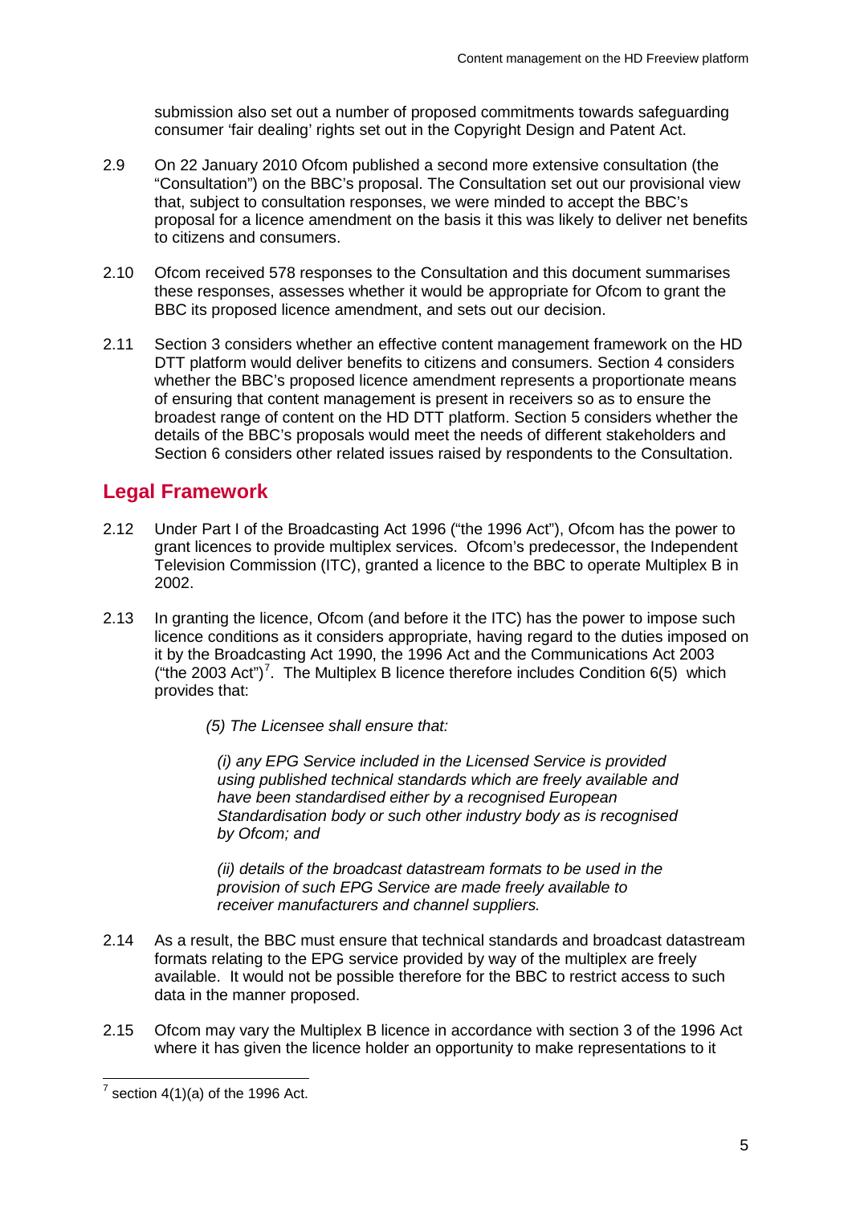submission also set out a number of proposed commitments towards safeguarding consumer 'fair dealing' rights set out in the Copyright Design and Patent Act.

2.9 On 22 January 2010 Ofcom published a second more extensive consultation (the "Consultation") on the BBC's proposal. The Consultation set out our provisional view that, subject to consultation responses, we were minded to accept the BBC's proposal for a licence amendment on the basis it this was likely to deliver net benefits to citizens and consumers.

2.10 Ofcom received 578 responses to the Consultation and this document summarises these responses, assesses whether it would be appropriate for Ofcom to grant the BBC its proposed licence amendment, and sets out our decision.

2.11 Section 3 considers whether an effective content management framework on the HD DTT platform would deliver benefits to citizens and consumers. Section 4 considers whether the BBC's proposed licence amendment represents a proportionate means of ensuring that content management is present in receivers so as to ensure the broadest range of content on the HD DTT platform. Section 5 considers whether the details of the BBC's proposals would meet the needs of different stakeholders and Section 6 considers other related issues raised by respondents to the Consultation.

## Legal Framework

2.12 Under Part I of the Broadcasting Act 1996 ("the 1996 Act"), Ofcom has the power to grant licences to provide multiplex services. Ofcom's predecessor, the Independent Television Commission (ITC), granted a licence to the BBC to operate Multiplex B in 2002.

2.13 In granting the licence, Ofcom (and before it the ITC) has the power to impose such licence conditions as it considers appropriate, having regard to the duties imposed on it by the Broadcasting Act 1990, the 1996 Act and the Communications Act 2003 ("the 2003 Act")[7]. The Multiplex B licence therefore includes Condition 6(5) which provides that:

> *(5) The Licensee shall ensure that:*
>
> *(i) any EPG Service included in the Licensed Service is provided using published technical standards which are freely available and have been standardised either by a recognised European Standardisation body or such other industry body as is recognised by Ofcom; and*
>
> *(ii) details of the broadcast datastream formats to be used in the provision of such EPG Service are made freely available to receiver manufacturers and channel suppliers.*

2.14 As a result, the BBC must ensure that technical standards and broadcast datastream formats relating to the EPG service provided by way of the multiplex are freely available. It would not be possible therefore for the BBC to restrict access to such data in the manner proposed.

2.15 Ofcom may vary the Multiplex B licence in accordance with section 3 of the 1996 Act where it has given the licence holder an opportunity to make representations to it

[7] section 4(1)(a) of the 1996 Act.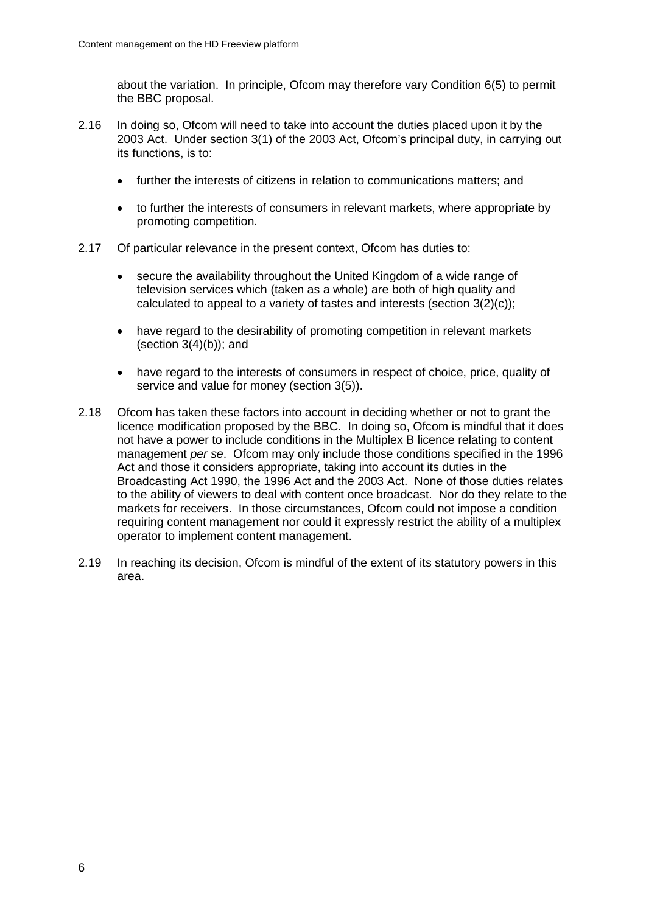about the variation. In principle, Ofcom may therefore vary Condition 6(5) to permit the BBC proposal.

2.16 In doing so, Ofcom will need to take into account the duties placed upon it by the 2003 Act. Under section 3(1) of the 2003 Act, Ofcom's principal duty, in carrying out its functions, is to:

- further the interests of citizens in relation to communications matters; and
- to further the interests of consumers in relevant markets, where appropriate by promoting competition.

2.17 Of particular relevance in the present context, Ofcom has duties to:

- secure the availability throughout the United Kingdom of a wide range of television services which (taken as a whole) are both of high quality and calculated to appeal to a variety of tastes and interests (section 3(2)(c));
- have regard to the desirability of promoting competition in relevant markets (section 3(4)(b)); and
- have regard to the interests of consumers in respect of choice, price, quality of service and value for money (section 3(5)).

2.18 Ofcom has taken these factors into account in deciding whether or not to grant the licence modification proposed by the BBC. In doing so, Ofcom is mindful that it does not have a power to include conditions in the Multiplex B licence relating to content management *per se*. Ofcom may only include those conditions specified in the 1996 Act and those it considers appropriate, taking into account its duties in the Broadcasting Act 1990, the 1996 Act and the 2003 Act. None of those duties relates to the ability of viewers to deal with content once broadcast. Nor do they relate to the markets for receivers. In those circumstances, Ofcom could not impose a condition requiring content management nor could it expressly restrict the ability of a multiplex operator to implement content management.

2.19 In reaching its decision, Ofcom is mindful of the extent of its statutory powers in this area.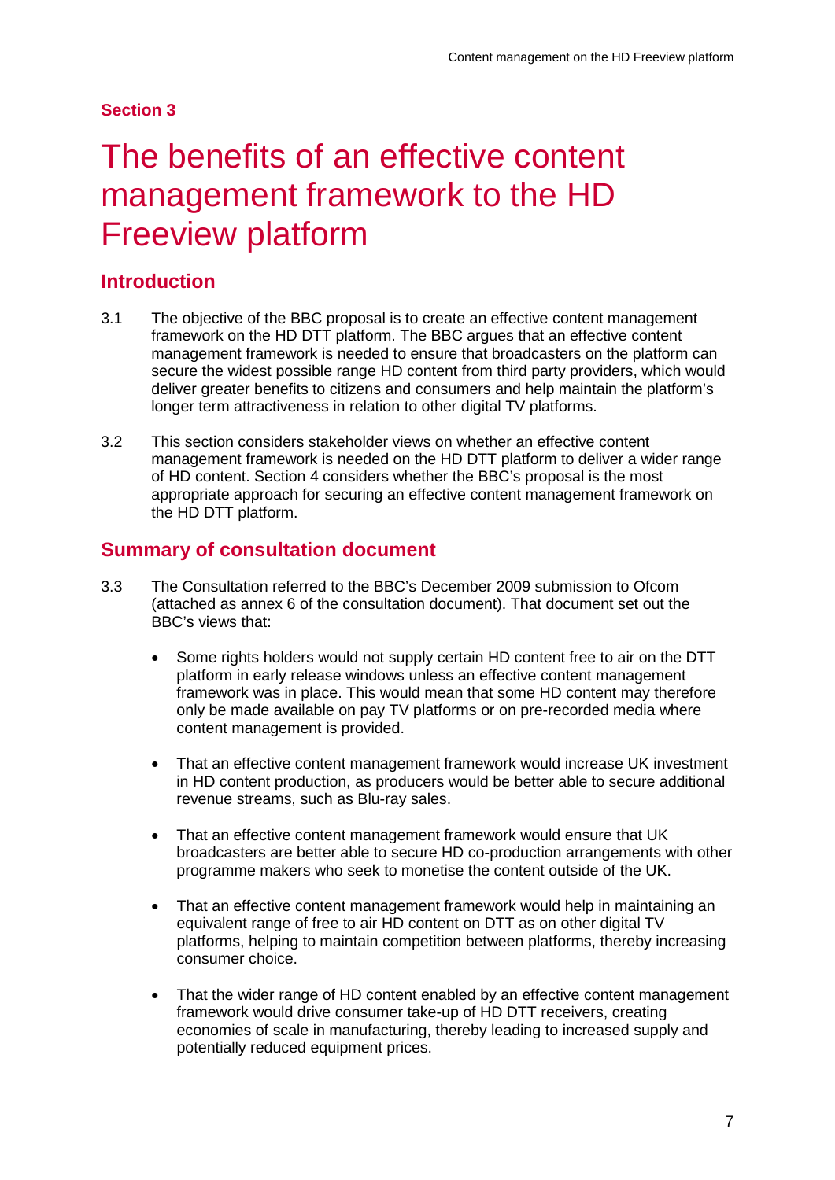**Section 3**

# The benefits of an effective content management framework to the HD Freeview platform

## Introduction

3.1 The objective of the BBC proposal is to create an effective content management framework on the HD DTT platform. The BBC argues that an effective content management framework is needed to ensure that broadcasters on the platform can secure the widest possible range HD content from third party providers, which would deliver greater benefits to citizens and consumers and help maintain the platform's longer term attractiveness in relation to other digital TV platforms.

3.2 This section considers stakeholder views on whether an effective content management framework is needed on the HD DTT platform to deliver a wider range of HD content. Section 4 considers whether the BBC's proposal is the most appropriate approach for securing an effective content management framework on the HD DTT platform.

## Summary of consultation document

3.3 The Consultation referred to the BBC's December 2009 submission to Ofcom (attached as annex 6 of the consultation document). That document set out the BBC's views that:

- Some rights holders would not supply certain HD content free to air on the DTT platform in early release windows unless an effective content management framework was in place. This would mean that some HD content may therefore only be made available on pay TV platforms or on pre-recorded media where content management is provided.

- That an effective content management framework would increase UK investment in HD content production, as producers would be better able to secure additional revenue streams, such as Blu-ray sales.

- That an effective content management framework would ensure that UK broadcasters are better able to secure HD co-production arrangements with other programme makers who seek to monetise the content outside of the UK.

- That an effective content management framework would help in maintaining an equivalent range of free to air HD content on DTT as on other digital TV platforms, helping to maintain competition between platforms, thereby increasing consumer choice.

- That the wider range of HD content enabled by an effective content management framework would drive consumer take-up of HD DTT receivers, creating economies of scale in manufacturing, thereby leading to increased supply and potentially reduced equipment prices.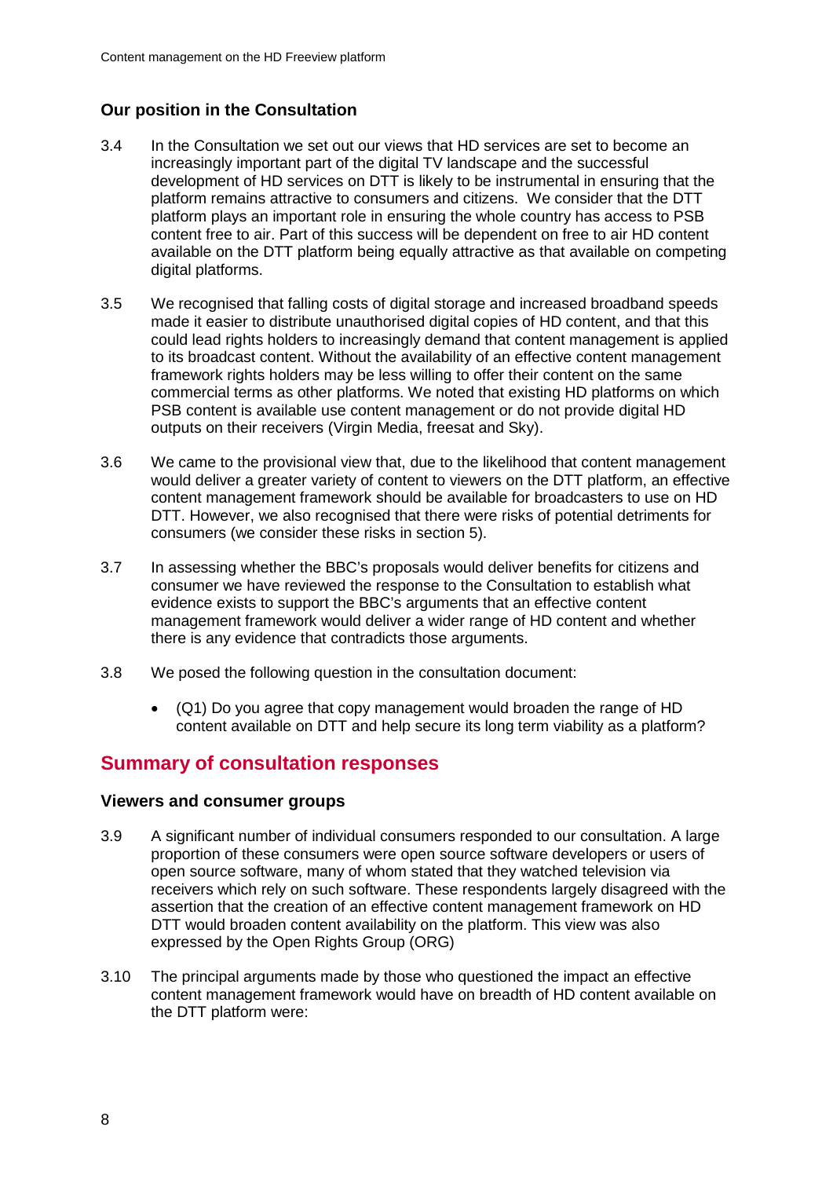### Our position in the Consultation

3.4 In the Consultation we set out our views that HD services are set to become an increasingly important part of the digital TV landscape and the successful development of HD services on DTT is likely to be instrumental in ensuring that the platform remains attractive to consumers and citizens. We consider that the DTT platform plays an important role in ensuring the whole country has access to PSB content free to air. Part of this success will be dependent on free to air HD content available on the DTT platform being equally attractive as that available on competing digital platforms.

3.5 We recognised that falling costs of digital storage and increased broadband speeds made it easier to distribute unauthorised digital copies of HD content, and that this could lead rights holders to increasingly demand that content management is applied to its broadcast content. Without the availability of an effective content management framework rights holders may be less willing to offer their content on the same commercial terms as other platforms. We noted that existing HD platforms on which PSB content is available use content management or do not provide digital HD outputs on their receivers (Virgin Media, freesat and Sky).

3.6 We came to the provisional view that, due to the likelihood that content management would deliver a greater variety of content to viewers on the DTT platform, an effective content management framework should be available for broadcasters to use on HD DTT. However, we also recognised that there were risks of potential detriments for consumers (we consider these risks in section 5).

3.7 In assessing whether the BBC's proposals would deliver benefits for citizens and consumer we have reviewed the response to the Consultation to establish what evidence exists to support the BBC's arguments that an effective content management framework would deliver a wider range of HD content and whether there is any evidence that contradicts those arguments.

3.8 We posed the following question in the consultation document:

- (Q1) Do you agree that copy management would broaden the range of HD content available on DTT and help secure its long term viability as a platform?

## Summary of consultation responses

### Viewers and consumer groups

3.9 A significant number of individual consumers responded to our consultation. A large proportion of these consumers were open source software developers or users of open source software, many of whom stated that they watched television via receivers which rely on such software. These respondents largely disagreed with the assertion that the creation of an effective content management framework on HD DTT would broaden content availability on the platform. This view was also expressed by the Open Rights Group (ORG)

3.10 The principal arguments made by those who questioned the impact an effective content management framework would have on breadth of HD content available on the DTT platform were: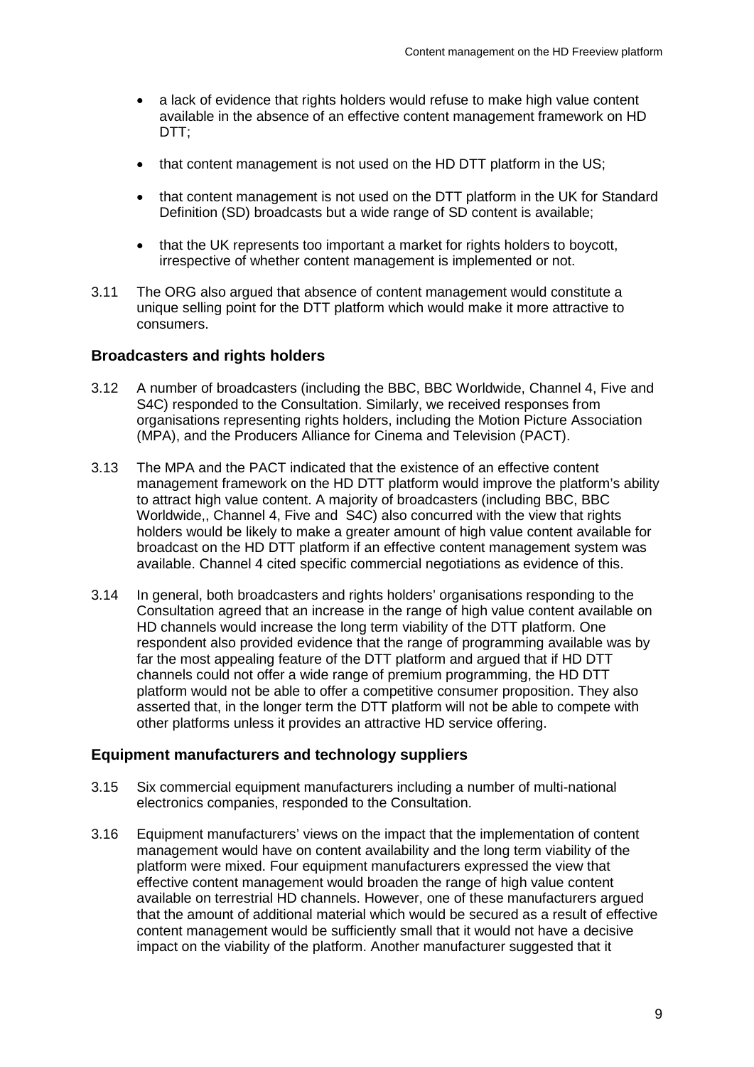- a lack of evidence that rights holders would refuse to make high value content available in the absence of an effective content management framework on HD DTT;

- that content management is not used on the HD DTT platform in the US;

- that content management is not used on the DTT platform in the UK for Standard Definition (SD) broadcasts but a wide range of SD content is available;

- that the UK represents too important a market for rights holders to boycott, irrespective of whether content management is implemented or not.

3.11 The ORG also argued that absence of content management would constitute a unique selling point for the DTT platform which would make it more attractive to consumers.

### Broadcasters and rights holders

3.12 A number of broadcasters (including the BBC, BBC Worldwide, Channel 4, Five and S4C) responded to the Consultation. Similarly, we received responses from organisations representing rights holders, including the Motion Picture Association (MPA), and the Producers Alliance for Cinema and Television (PACT).

3.13 The MPA and the PACT indicated that the existence of an effective content management framework on the HD DTT platform would improve the platform's ability to attract high value content. A majority of broadcasters (including BBC, BBC Worldwide,, Channel 4, Five and S4C) also concurred with the view that rights holders would be likely to make a greater amount of high value content available for broadcast on the HD DTT platform if an effective content management system was available. Channel 4 cited specific commercial negotiations as evidence of this.

3.14 In general, both broadcasters and rights holders' organisations responding to the Consultation agreed that an increase in the range of high value content available on HD channels would increase the long term viability of the DTT platform. One respondent also provided evidence that the range of programming available was by far the most appealing feature of the DTT platform and argued that if HD DTT channels could not offer a wide range of premium programming, the HD DTT platform would not be able to offer a competitive consumer proposition. They also asserted that, in the longer term the DTT platform will not be able to compete with other platforms unless it provides an attractive HD service offering.

### Equipment manufacturers and technology suppliers

3.15 Six commercial equipment manufacturers including a number of multi-national electronics companies, responded to the Consultation.

3.16 Equipment manufacturers' views on the impact that the implementation of content management would have on content availability and the long term viability of the platform were mixed. Four equipment manufacturers expressed the view that effective content management would broaden the range of high value content available on terrestrial HD channels. However, one of these manufacturers argued that the amount of additional material which would be secured as a result of effective content management would be sufficiently small that it would not have a decisive impact on the viability of the platform. Another manufacturer suggested that it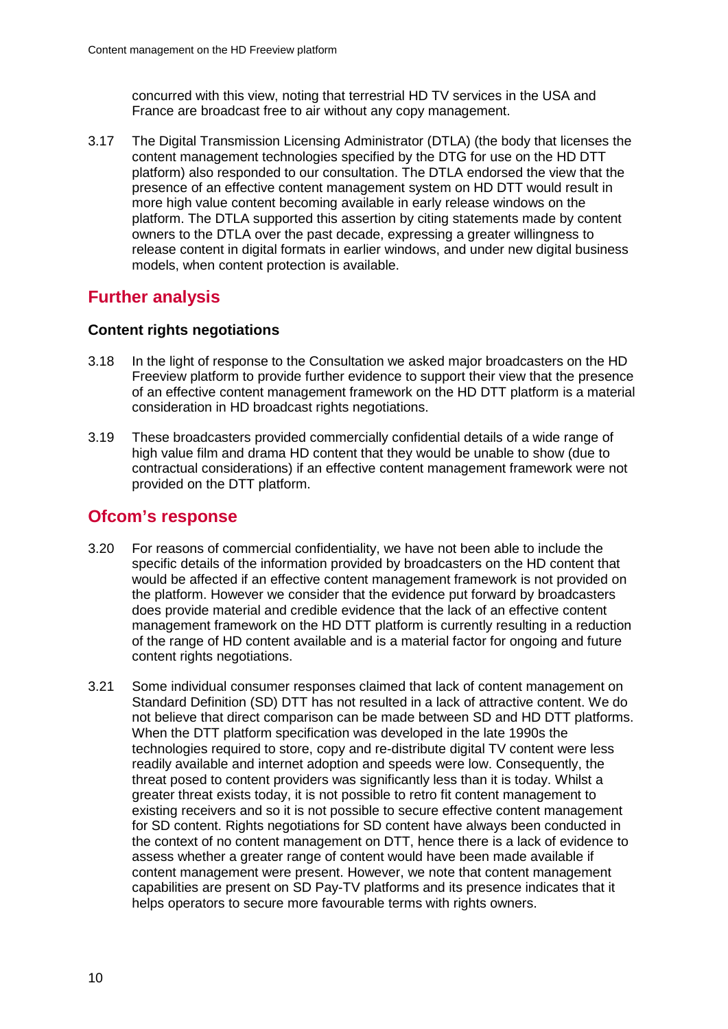concurred with this view, noting that terrestrial HD TV services in the USA and France are broadcast free to air without any copy management.

3.17 The Digital Transmission Licensing Administrator (DTLA) (the body that licenses the content management technologies specified by the DTG for use on the HD DTT platform) also responded to our consultation. The DTLA endorsed the view that the presence of an effective content management system on HD DTT would result in more high value content becoming available in early release windows on the platform. The DTLA supported this assertion by citing statements made by content owners to the DTLA over the past decade, expressing a greater willingness to release content in digital formats in earlier windows, and under new digital business models, when content protection is available.

## Further analysis

### Content rights negotiations

3.18 In the light of response to the Consultation we asked major broadcasters on the HD Freeview platform to provide further evidence to support their view that the presence of an effective content management framework on the HD DTT platform is a material consideration in HD broadcast rights negotiations.

3.19 These broadcasters provided commercially confidential details of a wide range of high value film and drama HD content that they would be unable to show (due to contractual considerations) if an effective content management framework were not provided on the DTT platform.

## Ofcom's response

3.20 For reasons of commercial confidentiality, we have not been able to include the specific details of the information provided by broadcasters on the HD content that would be affected if an effective content management framework is not provided on the platform. However we consider that the evidence put forward by broadcasters does provide material and credible evidence that the lack of an effective content management framework on the HD DTT platform is currently resulting in a reduction of the range of HD content available and is a material factor for ongoing and future content rights negotiations.

3.21 Some individual consumer responses claimed that lack of content management on Standard Definition (SD) DTT has not resulted in a lack of attractive content. We do not believe that direct comparison can be made between SD and HD DTT platforms. When the DTT platform specification was developed in the late 1990s the technologies required to store, copy and re-distribute digital TV content were less readily available and internet adoption and speeds were low. Consequently, the threat posed to content providers was significantly less than it is today. Whilst a greater threat exists today, it is not possible to retro fit content management to existing receivers and so it is not possible to secure effective content management for SD content. Rights negotiations for SD content have always been conducted in the context of no content management on DTT, hence there is a lack of evidence to assess whether a greater range of content would have been made available if content management were present. However, we note that content management capabilities are present on SD Pay-TV platforms and its presence indicates that it helps operators to secure more favourable terms with rights owners.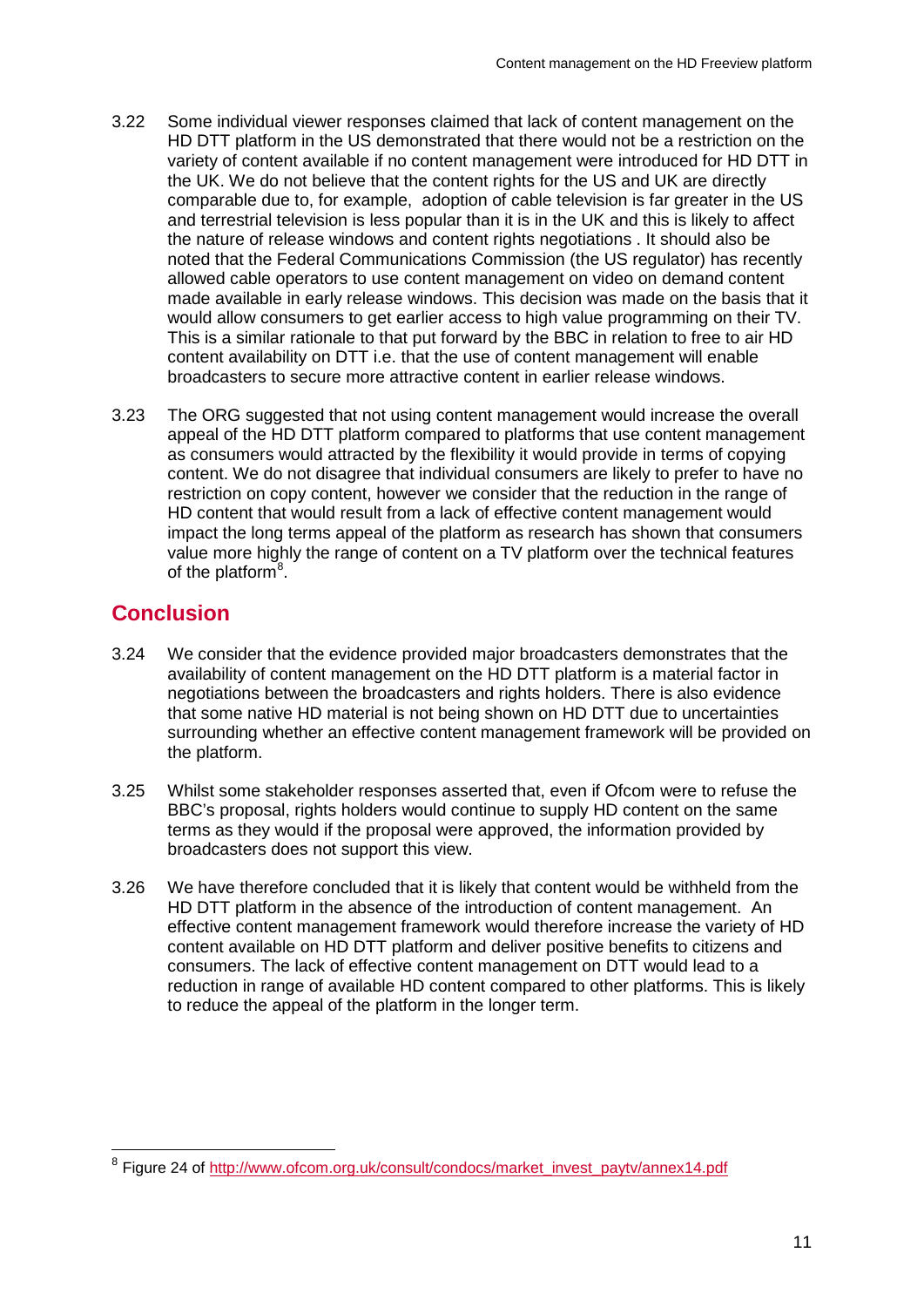3.22 Some individual viewer responses claimed that lack of content management on the HD DTT platform in the US demonstrated that there would not be a restriction on the variety of content available if no content management were introduced for HD DTT in the UK. We do not believe that the content rights for the US and UK are directly comparable due to, for example, adoption of cable television is far greater in the US and terrestrial television is less popular than it is in the UK and this is likely to affect the nature of release windows and content rights negotiations . It should also be noted that the Federal Communications Commission (the US regulator) has recently allowed cable operators to use content management on video on demand content made available in early release windows. This decision was made on the basis that it would allow consumers to get earlier access to high value programming on their TV. This is a similar rationale to that put forward by the BBC in relation to free to air HD content availability on DTT i.e. that the use of content management will enable broadcasters to secure more attractive content in earlier release windows.

3.23 The ORG suggested that not using content management would increase the overall appeal of the HD DTT platform compared to platforms that use content management as consumers would attracted by the flexibility it would provide in terms of copying content. We do not disagree that individual consumers are likely to prefer to have no restriction on copy content, however we consider that the reduction in the range of HD content that would result from a lack of effective content management would impact the long terms appeal of the platform as research has shown that consumers value more highly the range of content on a TV platform over the technical features of the platform[8].

## Conclusion

3.24 We consider that the evidence provided major broadcasters demonstrates that the availability of content management on the HD DTT platform is a material factor in negotiations between the broadcasters and rights holders. There is also evidence that some native HD material is not being shown on HD DTT due to uncertainties surrounding whether an effective content management framework will be provided on the platform.

3.25 Whilst some stakeholder responses asserted that, even if Ofcom were to refuse the BBC's proposal, rights holders would continue to supply HD content on the same terms as they would if the proposal were approved, the information provided by broadcasters does not support this view.

3.26 We have therefore concluded that it is likely that content would be withheld from the HD DTT platform in the absence of the introduction of content management. An effective content management framework would therefore increase the variety of HD content available on HD DTT platform and deliver positive benefits to citizens and consumers. The lack of effective content management on DTT would lead to a reduction in range of available HD content compared to other platforms. This is likely to reduce the appeal of the platform in the longer term.

---

[8] Figure 24 of http://www.ofcom.org.uk/consult/condocs/market_invest_paytv/annex14.pdf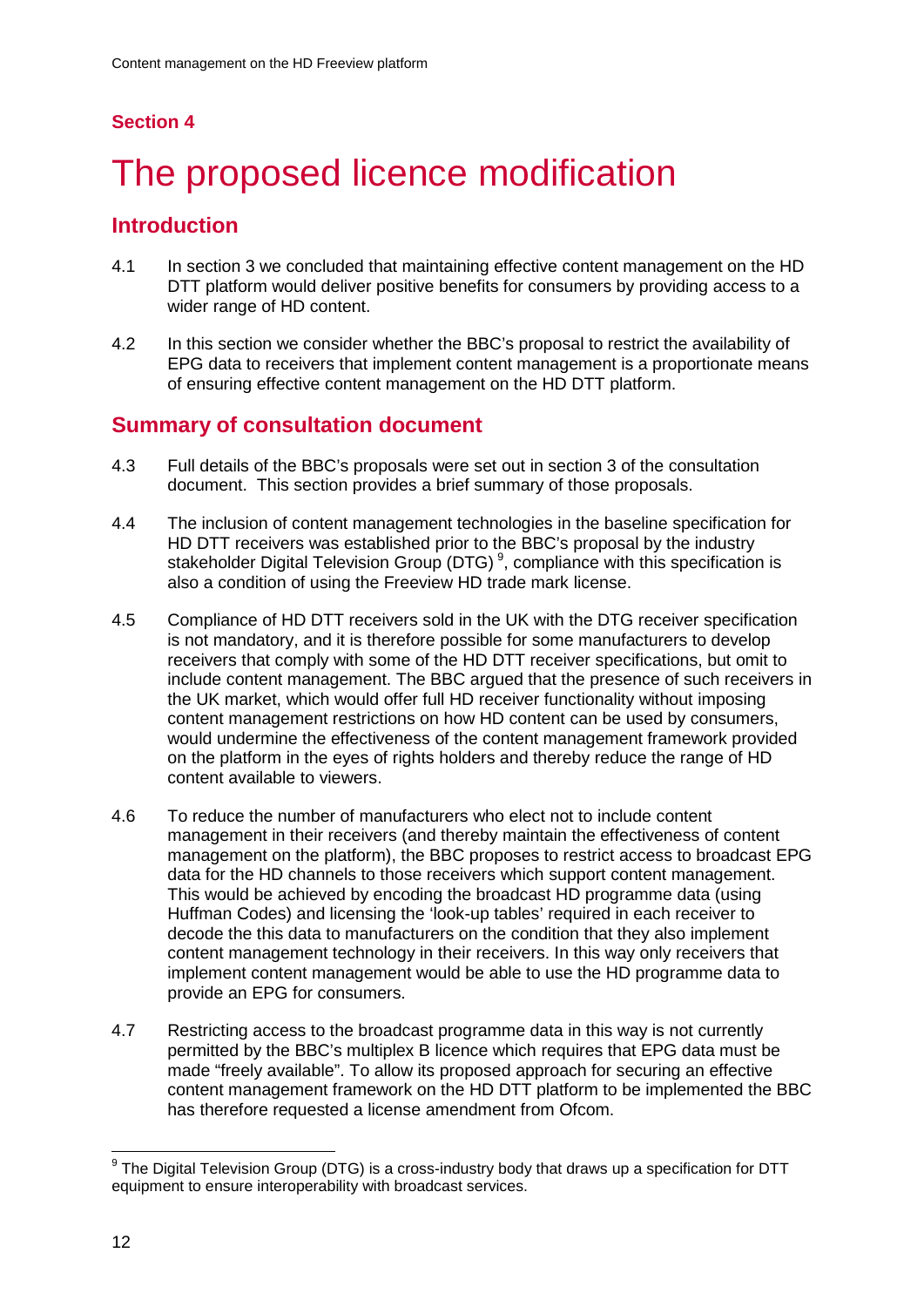## Section 4

# The proposed licence modification

## Introduction

4.1 In section 3 we concluded that maintaining effective content management on the HD DTT platform would deliver positive benefits for consumers by providing access to a wider range of HD content.

4.2 In this section we consider whether the BBC's proposal to restrict the availability of EPG data to receivers that implement content management is a proportionate means of ensuring effective content management on the HD DTT platform.

## Summary of consultation document

4.3 Full details of the BBC's proposals were set out in section 3 of the consultation document. This section provides a brief summary of those proposals.

4.4 The inclusion of content management technologies in the baseline specification for HD DTT receivers was established prior to the BBC's proposal by the industry stakeholder Digital Television Group (DTG) [9], compliance with this specification is also a condition of using the Freeview HD trade mark license.

4.5 Compliance of HD DTT receivers sold in the UK with the DTG receiver specification is not mandatory, and it is therefore possible for some manufacturers to develop receivers that comply with some of the HD DTT receiver specifications, but omit to include content management. The BBC argued that the presence of such receivers in the UK market, which would offer full HD receiver functionality without imposing content management restrictions on how HD content can be used by consumers, would undermine the effectiveness of the content management framework provided on the platform in the eyes of rights holders and thereby reduce the range of HD content available to viewers.

4.6 To reduce the number of manufacturers who elect not to include content management in their receivers (and thereby maintain the effectiveness of content management on the platform), the BBC proposes to restrict access to broadcast EPG data for the HD channels to those receivers which support content management. This would be achieved by encoding the broadcast HD programme data (using Huffman Codes) and licensing the 'look-up tables' required in each receiver to decode the this data to manufacturers on the condition that they also implement content management technology in their receivers. In this way only receivers that implement content management would be able to use the HD programme data to provide an EPG for consumers.

4.7 Restricting access to the broadcast programme data in this way is not currently permitted by the BBC's multiplex B licence which requires that EPG data must be made "freely available". To allow its proposed approach for securing an effective content management framework on the HD DTT platform to be implemented the BBC has therefore requested a license amendment from Ofcom.

[9] The Digital Television Group (DTG) is a cross-industry body that draws up a specification for DTT equipment to ensure interoperability with broadcast services.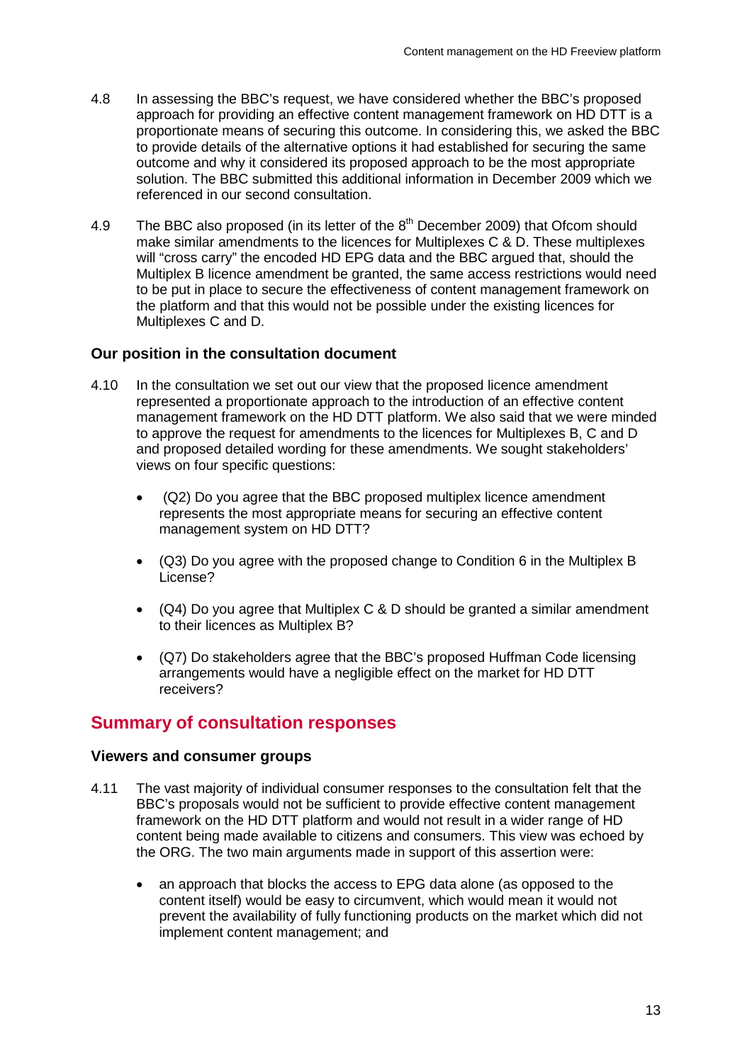4.8 In assessing the BBC's request, we have considered whether the BBC's proposed approach for providing an effective content management framework on HD DTT is a proportionate means of securing this outcome. In considering this, we asked the BBC to provide details of the alternative options it had established for securing the same outcome and why it considered its proposed approach to be the most appropriate solution. The BBC submitted this additional information in December 2009 which we referenced in our second consultation.

4.9 The BBC also proposed (in its letter of the 8th December 2009) that Ofcom should make similar amendments to the licences for Multiplexes C & D. These multiplexes will "cross carry" the encoded HD EPG data and the BBC argued that, should the Multiplex B licence amendment be granted, the same access restrictions would need to be put in place to secure the effectiveness of content management framework on the platform and that this would not be possible under the existing licences for Multiplexes C and D.

### Our position in the consultation document

4.10 In the consultation we set out our view that the proposed licence amendment represented a proportionate approach to the introduction of an effective content management framework on the HD DTT platform. We also said that we were minded to approve the request for amendments to the licences for Multiplexes B, C and D and proposed detailed wording for these amendments. We sought stakeholders' views on four specific questions:

- (Q2) Do you agree that the BBC proposed multiplex licence amendment represents the most appropriate means for securing an effective content management system on HD DTT?
- (Q3) Do you agree with the proposed change to Condition 6 in the Multiplex B License?
- (Q4) Do you agree that Multiplex C & D should be granted a similar amendment to their licences as Multiplex B?
- (Q7) Do stakeholders agree that the BBC's proposed Huffman Code licensing arrangements would have a negligible effect on the market for HD DTT receivers?

## Summary of consultation responses

### Viewers and consumer groups

4.11 The vast majority of individual consumer responses to the consultation felt that the BBC's proposals would not be sufficient to provide effective content management framework on the HD DTT platform and would not result in a wider range of HD content being made available to citizens and consumers. This view was echoed by the ORG. The two main arguments made in support of this assertion were:

- an approach that blocks the access to EPG data alone (as opposed to the content itself) would be easy to circumvent, which would mean it would not prevent the availability of fully functioning products on the market which did not implement content management; and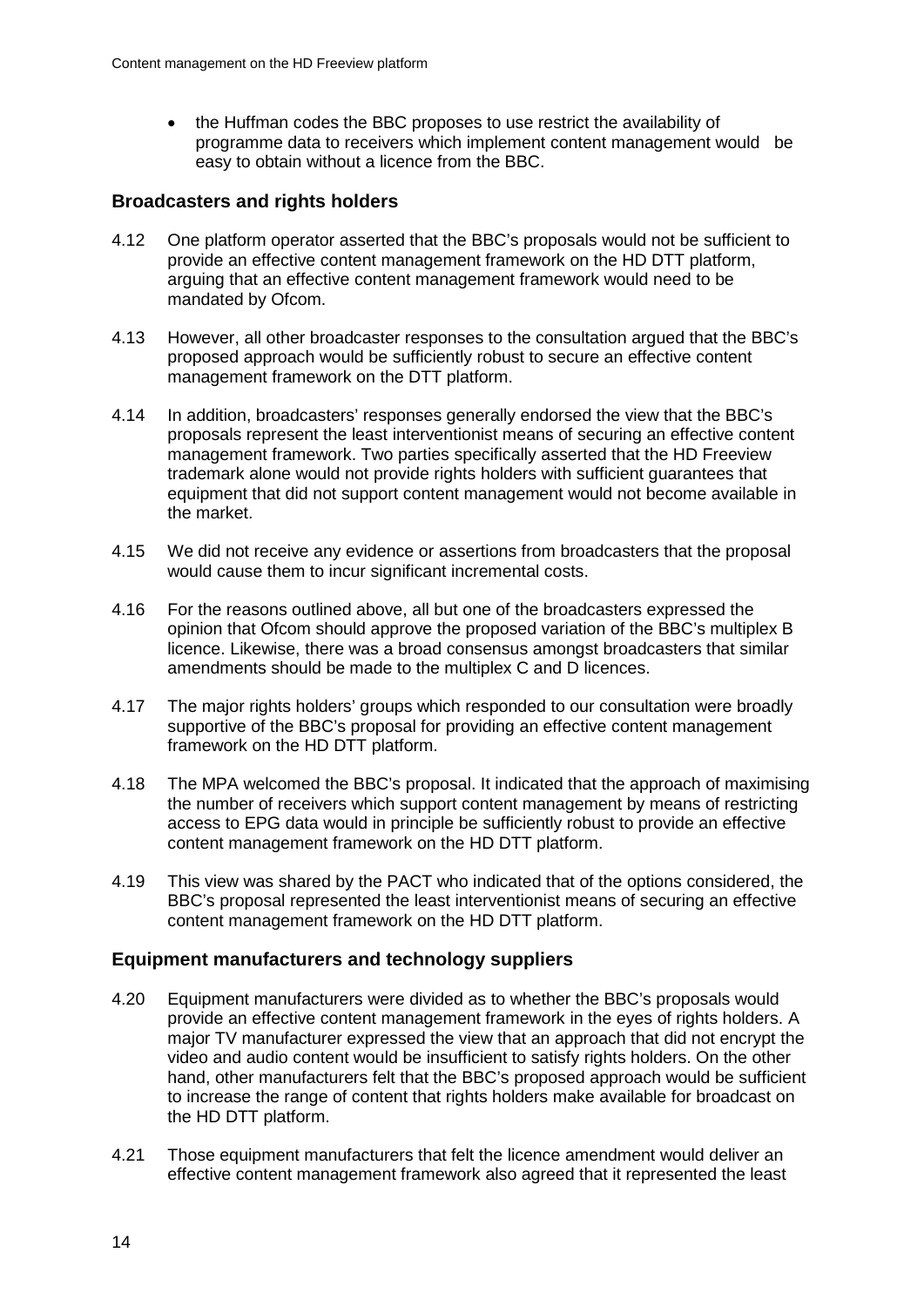- the Huffman codes the BBC proposes to use restrict the availability of programme data to receivers which implement content management would be easy to obtain without a licence from the BBC.

### Broadcasters and rights holders

4.12 One platform operator asserted that the BBC's proposals would not be sufficient to provide an effective content management framework on the HD DTT platform, arguing that an effective content management framework would need to be mandated by Ofcom.

4.13 However, all other broadcaster responses to the consultation argued that the BBC's proposed approach would be sufficiently robust to secure an effective content management framework on the DTT platform.

4.14 In addition, broadcasters' responses generally endorsed the view that the BBC's proposals represent the least interventionist means of securing an effective content management framework. Two parties specifically asserted that the HD Freeview trademark alone would not provide rights holders with sufficient guarantees that equipment that did not support content management would not become available in the market.

4.15 We did not receive any evidence or assertions from broadcasters that the proposal would cause them to incur significant incremental costs.

4.16 For the reasons outlined above, all but one of the broadcasters expressed the opinion that Ofcom should approve the proposed variation of the BBC's multiplex B licence. Likewise, there was a broad consensus amongst broadcasters that similar amendments should be made to the multiplex C and D licences.

4.17 The major rights holders' groups which responded to our consultation were broadly supportive of the BBC's proposal for providing an effective content management framework on the HD DTT platform.

4.18 The MPA welcomed the BBC's proposal. It indicated that the approach of maximising the number of receivers which support content management by means of restricting access to EPG data would in principle be sufficiently robust to provide an effective content management framework on the HD DTT platform.

4.19 This view was shared by the PACT who indicated that of the options considered, the BBC's proposal represented the least interventionist means of securing an effective content management framework on the HD DTT platform.

### Equipment manufacturers and technology suppliers

4.20 Equipment manufacturers were divided as to whether the BBC's proposals would provide an effective content management framework in the eyes of rights holders. A major TV manufacturer expressed the view that an approach that did not encrypt the video and audio content would be insufficient to satisfy rights holders. On the other hand, other manufacturers felt that the BBC's proposed approach would be sufficient to increase the range of content that rights holders make available for broadcast on the HD DTT platform.

4.21 Those equipment manufacturers that felt the licence amendment would deliver an effective content management framework also agreed that it represented the least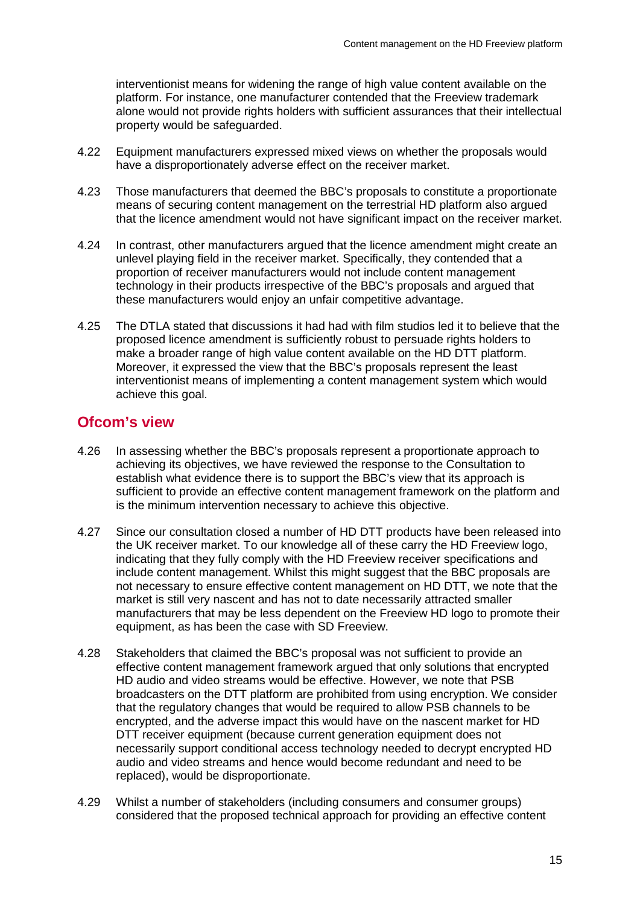interventionist means for widening the range of high value content available on the platform. For instance, one manufacturer contended that the Freeview trademark alone would not provide rights holders with sufficient assurances that their intellectual property would be safeguarded.

4.22 Equipment manufacturers expressed mixed views on whether the proposals would have a disproportionately adverse effect on the receiver market.

4.23 Those manufacturers that deemed the BBC's proposals to constitute a proportionate means of securing content management on the terrestrial HD platform also argued that the licence amendment would not have significant impact on the receiver market.

4.24 In contrast, other manufacturers argued that the licence amendment might create an unlevel playing field in the receiver market. Specifically, they contended that a proportion of receiver manufacturers would not include content management technology in their products irrespective of the BBC's proposals and argued that these manufacturers would enjoy an unfair competitive advantage.

4.25 The DTLA stated that discussions it had had with film studios led it to believe that the proposed licence amendment is sufficiently robust to persuade rights holders to make a broader range of high value content available on the HD DTT platform. Moreover, it expressed the view that the BBC's proposals represent the least interventionist means of implementing a content management system which would achieve this goal.

## Ofcom's view

4.26 In assessing whether the BBC's proposals represent a proportionate approach to achieving its objectives, we have reviewed the response to the Consultation to establish what evidence there is to support the BBC's view that its approach is sufficient to provide an effective content management framework on the platform and is the minimum intervention necessary to achieve this objective.

4.27 Since our consultation closed a number of HD DTT products have been released into the UK receiver market. To our knowledge all of these carry the HD Freeview logo, indicating that they fully comply with the HD Freeview receiver specifications and include content management. Whilst this might suggest that the BBC proposals are not necessary to ensure effective content management on HD DTT, we note that the market is still very nascent and has not to date necessarily attracted smaller manufacturers that may be less dependent on the Freeview HD logo to promote their equipment, as has been the case with SD Freeview.

4.28 Stakeholders that claimed the BBC's proposal was not sufficient to provide an effective content management framework argued that only solutions that encrypted HD audio and video streams would be effective. However, we note that PSB broadcasters on the DTT platform are prohibited from using encryption. We consider that the regulatory changes that would be required to allow PSB channels to be encrypted, and the adverse impact this would have on the nascent market for HD DTT receiver equipment (because current generation equipment does not necessarily support conditional access technology needed to decrypt encrypted HD audio and video streams and hence would become redundant and need to be replaced), would be disproportionate.

4.29 Whilst a number of stakeholders (including consumers and consumer groups) considered that the proposed technical approach for providing an effective content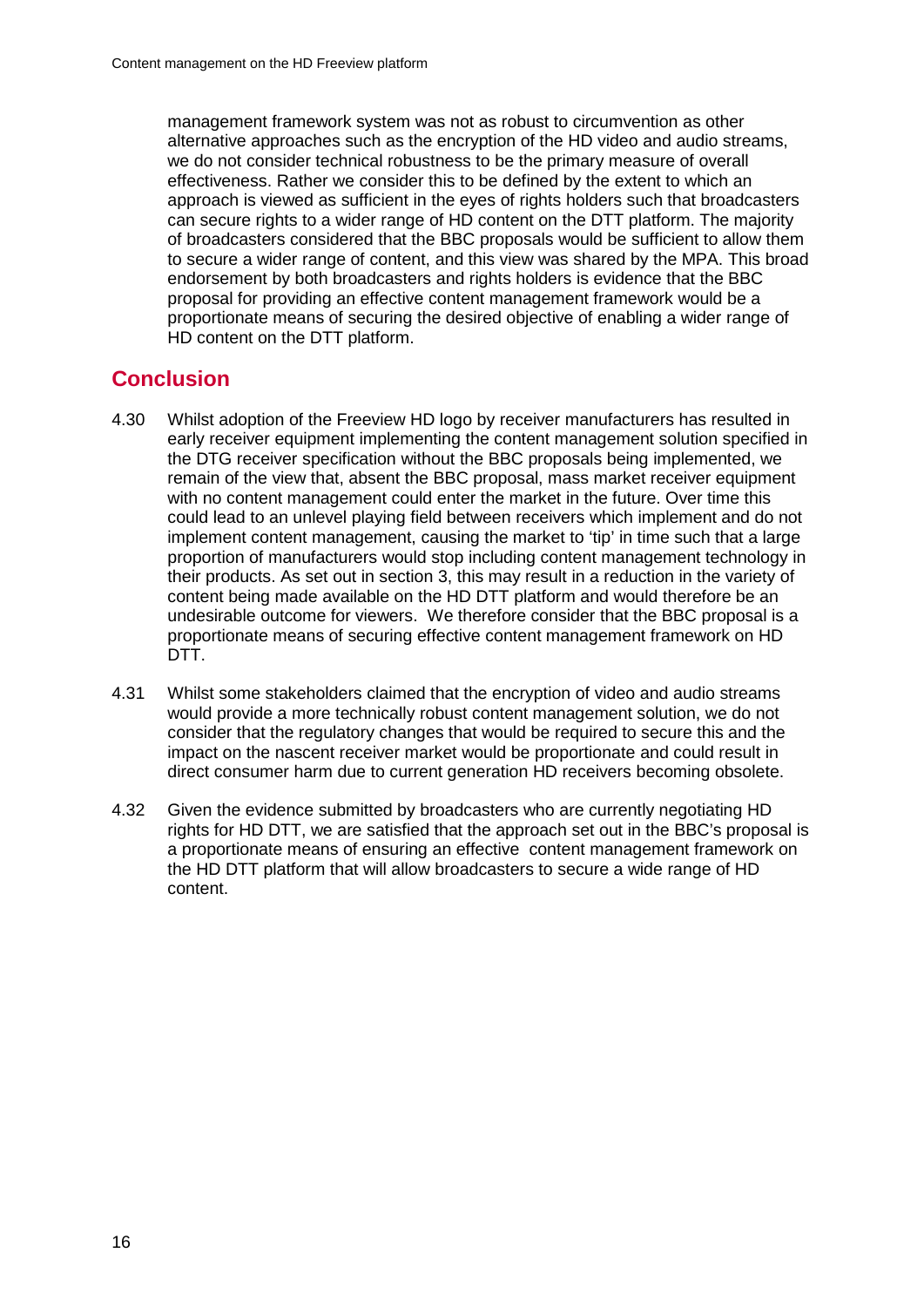management framework system was not as robust to circumvention as other alternative approaches such as the encryption of the HD video and audio streams, we do not consider technical robustness to be the primary measure of overall effectiveness. Rather we consider this to be defined by the extent to which an approach is viewed as sufficient in the eyes of rights holders such that broadcasters can secure rights to a wider range of HD content on the DTT platform. The majority of broadcasters considered that the BBC proposals would be sufficient to allow them to secure a wider range of content, and this view was shared by the MPA. This broad endorsement by both broadcasters and rights holders is evidence that the BBC proposal for providing an effective content management framework would be a proportionate means of securing the desired objective of enabling a wider range of HD content on the DTT platform.

## Conclusion

4.30 Whilst adoption of the Freeview HD logo by receiver manufacturers has resulted in early receiver equipment implementing the content management solution specified in the DTG receiver specification without the BBC proposals being implemented, we remain of the view that, absent the BBC proposal, mass market receiver equipment with no content management could enter the market in the future. Over time this could lead to an unlevel playing field between receivers which implement and do not implement content management, causing the market to 'tip' in time such that a large proportion of manufacturers would stop including content management technology in their products. As set out in section 3, this may result in a reduction in the variety of content being made available on the HD DTT platform and would therefore be an undesirable outcome for viewers. We therefore consider that the BBC proposal is a proportionate means of securing effective content management framework on HD DTT.

4.31 Whilst some stakeholders claimed that the encryption of video and audio streams would provide a more technically robust content management solution, we do not consider that the regulatory changes that would be required to secure this and the impact on the nascent receiver market would be proportionate and could result in direct consumer harm due to current generation HD receivers becoming obsolete.

4.32 Given the evidence submitted by broadcasters who are currently negotiating HD rights for HD DTT, we are satisfied that the approach set out in the BBC's proposal is a proportionate means of ensuring an effective content management framework on the HD DTT platform that will allow broadcasters to secure a wide range of HD content.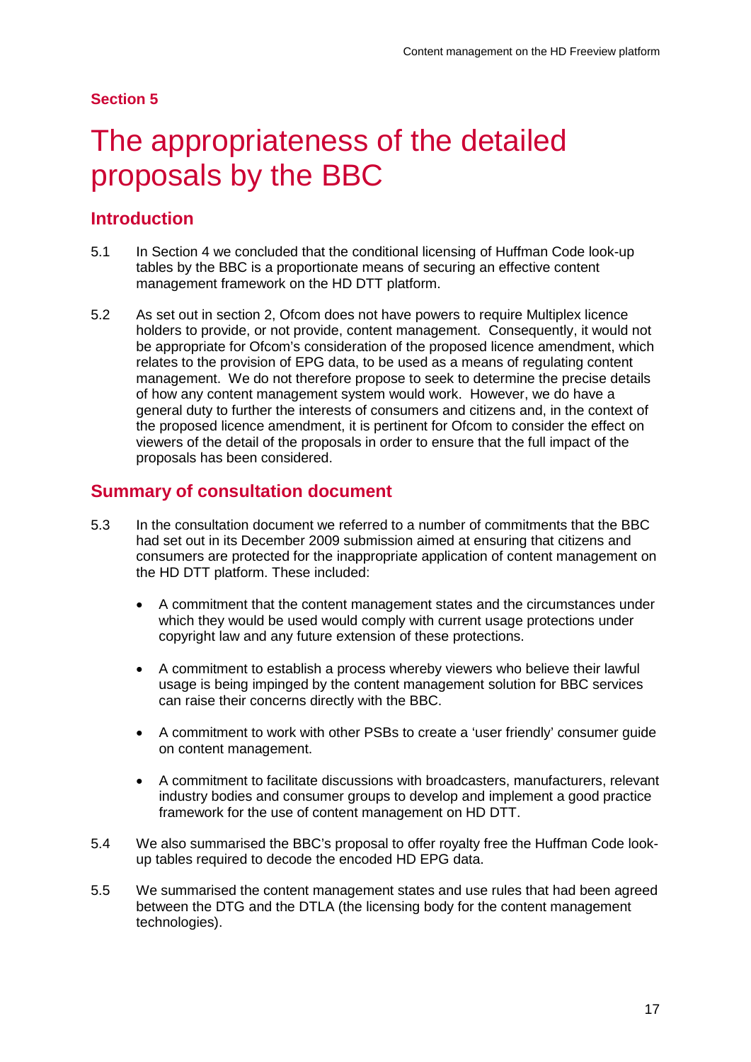## Section 5

# The appropriateness of the detailed proposals by the BBC

## Introduction

5.1 In Section 4 we concluded that the conditional licensing of Huffman Code look-up tables by the BBC is a proportionate means of securing an effective content management framework on the HD DTT platform.

5.2 As set out in section 2, Ofcom does not have powers to require Multiplex licence holders to provide, or not provide, content management. Consequently, it would not be appropriate for Ofcom's consideration of the proposed licence amendment, which relates to the provision of EPG data, to be used as a means of regulating content management. We do not therefore propose to seek to determine the precise details of how any content management system would work. However, we do have a general duty to further the interests of consumers and citizens and, in the context of the proposed licence amendment, it is pertinent for Ofcom to consider the effect on viewers of the detail of the proposals in order to ensure that the full impact of the proposals has been considered.

## Summary of consultation document

5.3 In the consultation document we referred to a number of commitments that the BBC had set out in its December 2009 submission aimed at ensuring that citizens and consumers are protected for the inappropriate application of content management on the HD DTT platform. These included:

- A commitment that the content management states and the circumstances under which they would be used would comply with current usage protections under copyright law and any future extension of these protections.
- A commitment to establish a process whereby viewers who believe their lawful usage is being impinged by the content management solution for BBC services can raise their concerns directly with the BBC.
- A commitment to work with other PSBs to create a 'user friendly' consumer guide on content management.
- A commitment to facilitate discussions with broadcasters, manufacturers, relevant industry bodies and consumer groups to develop and implement a good practice framework for the use of content management on HD DTT.

5.4 We also summarised the BBC's proposal to offer royalty free the Huffman Code look-up tables required to decode the encoded HD EPG data.

5.5 We summarised the content management states and use rules that had been agreed between the DTG and the DTLA (the licensing body for the content management technologies).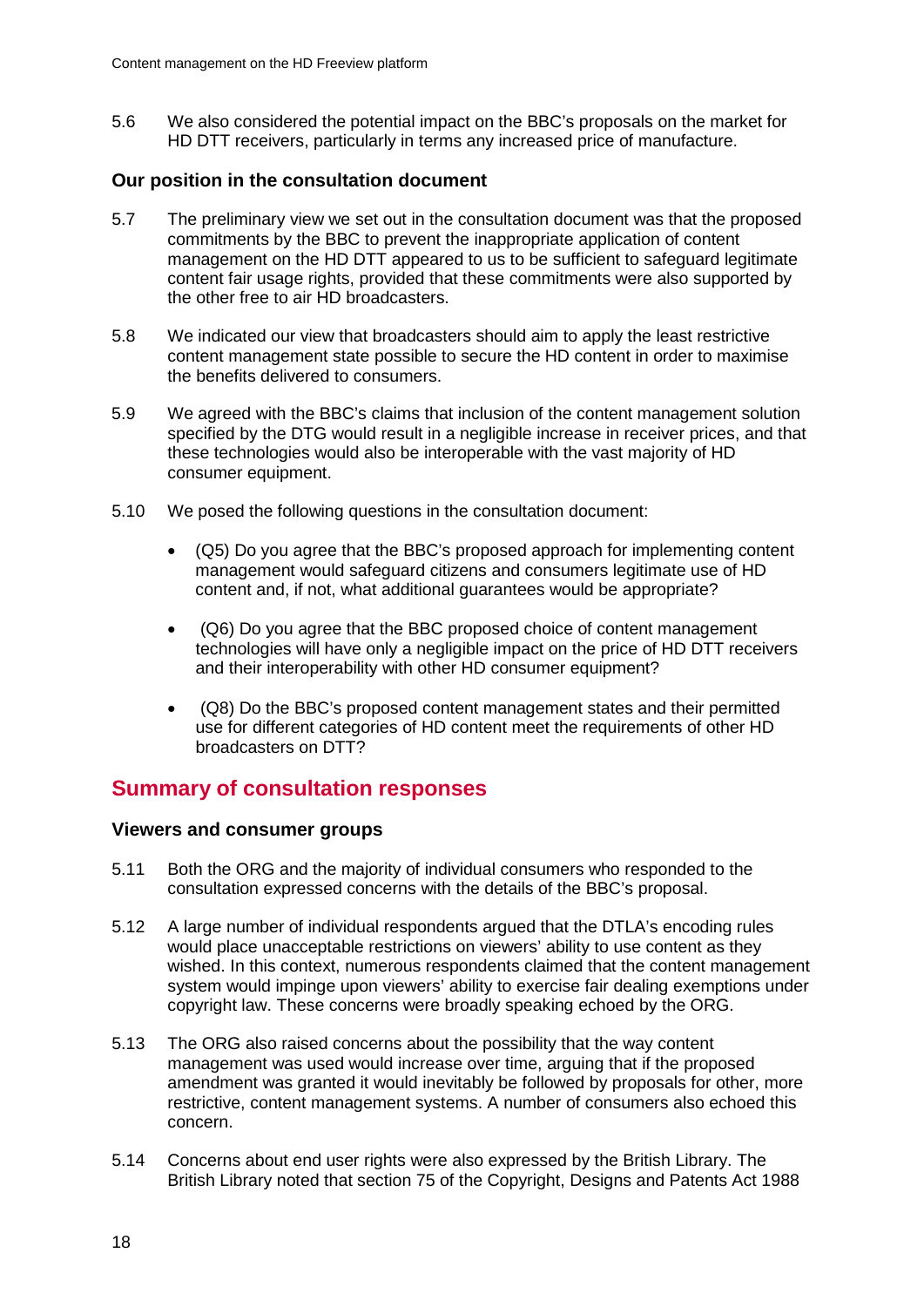5.6 We also considered the potential impact on the BBC's proposals on the market for HD DTT receivers, particularly in terms any increased price of manufacture.

### Our position in the consultation document

5.7 The preliminary view we set out in the consultation document was that the proposed commitments by the BBC to prevent the inappropriate application of content management on the HD DTT appeared to us to be sufficient to safeguard legitimate content fair usage rights, provided that these commitments were also supported by the other free to air HD broadcasters.

5.8 We indicated our view that broadcasters should aim to apply the least restrictive content management state possible to secure the HD content in order to maximise the benefits delivered to consumers.

5.9 We agreed with the BBC's claims that inclusion of the content management solution specified by the DTG would result in a negligible increase in receiver prices, and that these technologies would also be interoperable with the vast majority of HD consumer equipment.

5.10 We posed the following questions in the consultation document:

- (Q5) Do you agree that the BBC's proposed approach for implementing content management would safeguard citizens and consumers legitimate use of HD content and, if not, what additional guarantees would be appropriate?
- (Q6) Do you agree that the BBC proposed choice of content management technologies will have only a negligible impact on the price of HD DTT receivers and their interoperability with other HD consumer equipment?
- (Q8) Do the BBC's proposed content management states and their permitted use for different categories of HD content meet the requirements of other HD broadcasters on DTT?

## Summary of consultation responses

### Viewers and consumer groups

5.11 Both the ORG and the majority of individual consumers who responded to the consultation expressed concerns with the details of the BBC's proposal.

5.12 A large number of individual respondents argued that the DTLA's encoding rules would place unacceptable restrictions on viewers' ability to use content as they wished. In this context, numerous respondents claimed that the content management system would impinge upon viewers' ability to exercise fair dealing exemptions under copyright law. These concerns were broadly speaking echoed by the ORG.

5.13 The ORG also raised concerns about the possibility that the way content management was used would increase over time, arguing that if the proposed amendment was granted it would inevitably be followed by proposals for other, more restrictive, content management systems. A number of consumers also echoed this concern.

5.14 Concerns about end user rights were also expressed by the British Library. The British Library noted that section 75 of the Copyright, Designs and Patents Act 1988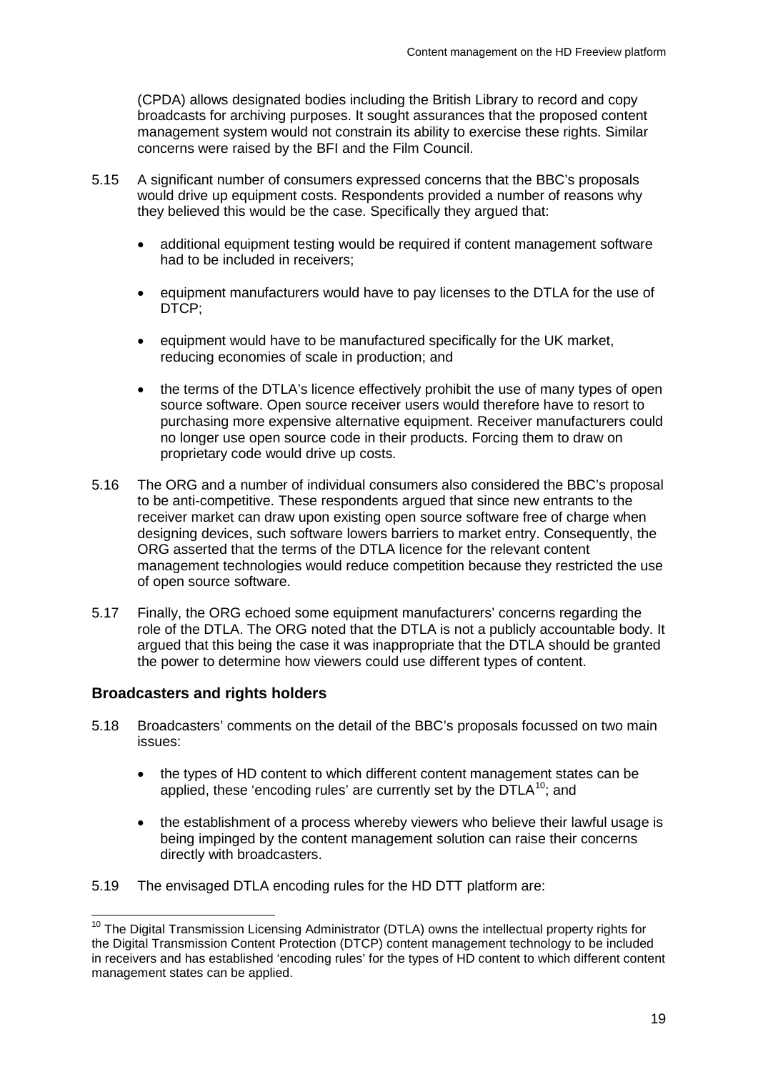(CPDA) allows designated bodies including the British Library to record and copy broadcasts for archiving purposes. It sought assurances that the proposed content management system would not constrain its ability to exercise these rights. Similar concerns were raised by the BFI and the Film Council.

5.15 A significant number of consumers expressed concerns that the BBC's proposals would drive up equipment costs. Respondents provided a number of reasons why they believed this would be the case. Specifically they argued that:

- additional equipment testing would be required if content management software had to be included in receivers;
- equipment manufacturers would have to pay licenses to the DTLA for the use of DTCP;
- equipment would have to be manufactured specifically for the UK market, reducing economies of scale in production; and
- the terms of the DTLA's licence effectively prohibit the use of many types of open source software. Open source receiver users would therefore have to resort to purchasing more expensive alternative equipment. Receiver manufacturers could no longer use open source code in their products. Forcing them to draw on proprietary code would drive up costs.

5.16 The ORG and a number of individual consumers also considered the BBC's proposal to be anti-competitive. These respondents argued that since new entrants to the receiver market can draw upon existing open source software free of charge when designing devices, such software lowers barriers to market entry. Consequently, the ORG asserted that the terms of the DTLA licence for the relevant content management technologies would reduce competition because they restricted the use of open source software.

5.17 Finally, the ORG echoed some equipment manufacturers' concerns regarding the role of the DTLA. The ORG noted that the DTLA is not a publicly accountable body. It argued that this being the case it was inappropriate that the DTLA should be granted the power to determine how viewers could use different types of content.

### Broadcasters and rights holders

5.18 Broadcasters' comments on the detail of the BBC's proposals focussed on two main issues:

- the types of HD content to which different content management states can be applied, these 'encoding rules' are currently set by the DTLA[10]; and
- the establishment of a process whereby viewers who believe their lawful usage is being impinged by the content management solution can raise their concerns directly with broadcasters.

5.19 The envisaged DTLA encoding rules for the HD DTT platform are:

[10] The Digital Transmission Licensing Administrator (DTLA) owns the intellectual property rights for the Digital Transmission Content Protection (DTCP) content management technology to be included in receivers and has established 'encoding rules' for the types of HD content to which different content management states can be applied.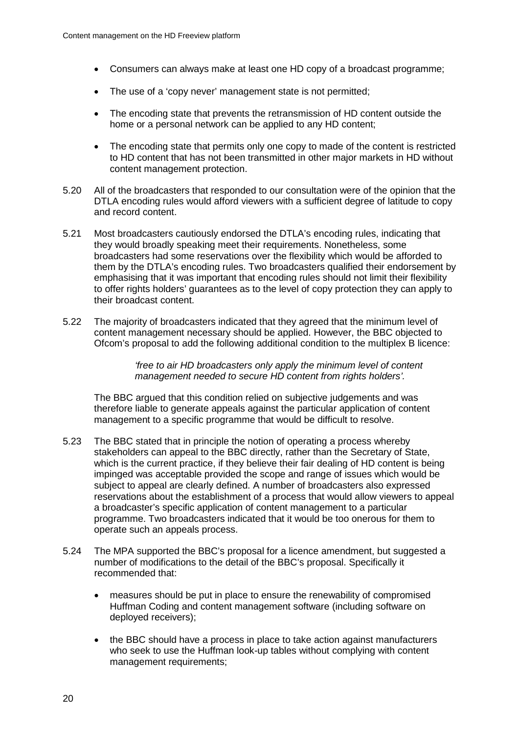- Consumers can always make at least one HD copy of a broadcast programme;
- The use of a 'copy never' management state is not permitted;
- The encoding state that prevents the retransmission of HD content outside the home or a personal network can be applied to any HD content;
- The encoding state that permits only one copy to made of the content is restricted to HD content that has not been transmitted in other major markets in HD without content management protection.

5.20 All of the broadcasters that responded to our consultation were of the opinion that the DTLA encoding rules would afford viewers with a sufficient degree of latitude to copy and record content.

5.21 Most broadcasters cautiously endorsed the DTLA's encoding rules, indicating that they would broadly speaking meet their requirements. Nonetheless, some broadcasters had some reservations over the flexibility which would be afforded to them by the DTLA's encoding rules. Two broadcasters qualified their endorsement by emphasising that it was important that encoding rules should not limit their flexibility to offer rights holders' guarantees as to the level of copy protection they can apply to their broadcast content.

5.22 The majority of broadcasters indicated that they agreed that the minimum level of content management necessary should be applied. However, the BBC objected to Ofcom's proposal to add the following additional condition to the multiplex B licence:

> *'free to air HD broadcasters only apply the minimum level of content management needed to secure HD content from rights holders'.*

The BBC argued that this condition relied on subjective judgements and was therefore liable to generate appeals against the particular application of content management to a specific programme that would be difficult to resolve.

5.23 The BBC stated that in principle the notion of operating a process whereby stakeholders can appeal to the BBC directly, rather than the Secretary of State, which is the current practice, if they believe their fair dealing of HD content is being impinged was acceptable provided the scope and range of issues which would be subject to appeal are clearly defined. A number of broadcasters also expressed reservations about the establishment of a process that would allow viewers to appeal a broadcaster's specific application of content management to a particular programme. Two broadcasters indicated that it would be too onerous for them to operate such an appeals process.

5.24 The MPA supported the BBC's proposal for a licence amendment, but suggested a number of modifications to the detail of the BBC's proposal. Specifically it recommended that:

- measures should be put in place to ensure the renewability of compromised Huffman Coding and content management software (including software on deployed receivers);
- the BBC should have a process in place to take action against manufacturers who seek to use the Huffman look-up tables without complying with content management requirements;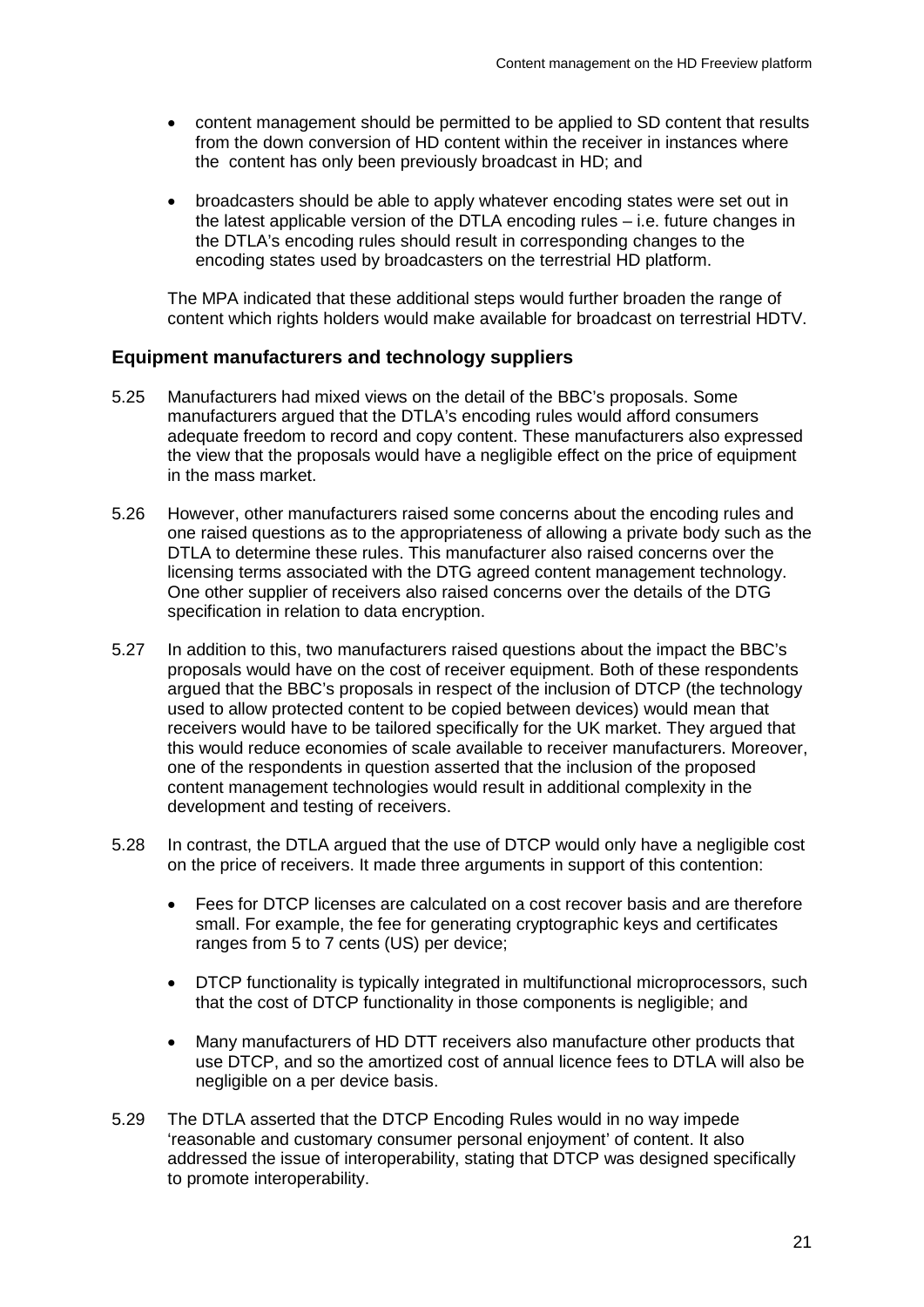- content management should be permitted to be applied to SD content that results from the down conversion of HD content within the receiver in instances where the content has only been previously broadcast in HD; and
- broadcasters should be able to apply whatever encoding states were set out in the latest applicable version of the DTLA encoding rules – i.e. future changes in the DTLA's encoding rules should result in corresponding changes to the encoding states used by broadcasters on the terrestrial HD platform.

The MPA indicated that these additional steps would further broaden the range of content which rights holders would make available for broadcast on terrestrial HDTV.

### Equipment manufacturers and technology suppliers

5.25 Manufacturers had mixed views on the detail of the BBC's proposals. Some manufacturers argued that the DTLA's encoding rules would afford consumers adequate freedom to record and copy content. These manufacturers also expressed the view that the proposals would have a negligible effect on the price of equipment in the mass market.

5.26 However, other manufacturers raised some concerns about the encoding rules and one raised questions as to the appropriateness of allowing a private body such as the DTLA to determine these rules. This manufacturer also raised concerns over the licensing terms associated with the DTG agreed content management technology. One other supplier of receivers also raised concerns over the details of the DTG specification in relation to data encryption.

5.27 In addition to this, two manufacturers raised questions about the impact the BBC's proposals would have on the cost of receiver equipment. Both of these respondents argued that the BBC's proposals in respect of the inclusion of DTCP (the technology used to allow protected content to be copied between devices) would mean that receivers would have to be tailored specifically for the UK market. They argued that this would reduce economies of scale available to receiver manufacturers. Moreover, one of the respondents in question asserted that the inclusion of the proposed content management technologies would result in additional complexity in the development and testing of receivers.

5.28 In contrast, the DTLA argued that the use of DTCP would only have a negligible cost on the price of receivers. It made three arguments in support of this contention:

- Fees for DTCP licenses are calculated on a cost recover basis and are therefore small. For example, the fee for generating cryptographic keys and certificates ranges from 5 to 7 cents (US) per device;
- DTCP functionality is typically integrated in multifunctional microprocessors, such that the cost of DTCP functionality in those components is negligible; and
- Many manufacturers of HD DTT receivers also manufacture other products that use DTCP, and so the amortized cost of annual licence fees to DTLA will also be negligible on a per device basis.

5.29 The DTLA asserted that the DTCP Encoding Rules would in no way impede 'reasonable and customary consumer personal enjoyment' of content. It also addressed the issue of interoperability, stating that DTCP was designed specifically to promote interoperability.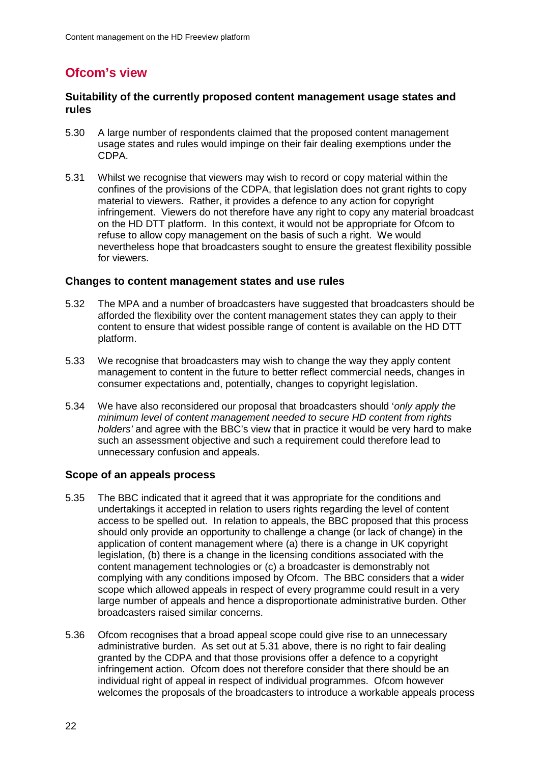## Ofcom's view

### Suitability of the currently proposed content management usage states and rules

5.30 A large number of respondents claimed that the proposed content management usage states and rules would impinge on their fair dealing exemptions under the CDPA.

5.31 Whilst we recognise that viewers may wish to record or copy material within the confines of the provisions of the CDPA, that legislation does not grant rights to copy material to viewers. Rather, it provides a defence to any action for copyright infringement. Viewers do not therefore have any right to copy any material broadcast on the HD DTT platform. In this context, it would not be appropriate for Ofcom to refuse to allow copy management on the basis of such a right. We would nevertheless hope that broadcasters sought to ensure the greatest flexibility possible for viewers.

### Changes to content management states and use rules

5.32 The MPA and a number of broadcasters have suggested that broadcasters should be afforded the flexibility over the content management states they can apply to their content to ensure that widest possible range of content is available on the HD DTT platform.

5.33 We recognise that broadcasters may wish to change the way they apply content management to content in the future to better reflect commercial needs, changes in consumer expectations and, potentially, changes to copyright legislation.

5.34 We have also reconsidered our proposal that broadcasters should '*only apply the minimum level of content management needed to secure HD content from rights holders'* and agree with the BBC's view that in practice it would be very hard to make such an assessment objective and such a requirement could therefore lead to unnecessary confusion and appeals.

### Scope of an appeals process

5.35 The BBC indicated that it agreed that it was appropriate for the conditions and undertakings it accepted in relation to users rights regarding the level of content access to be spelled out. In relation to appeals, the BBC proposed that this process should only provide an opportunity to challenge a change (or lack of change) in the application of content management where (a) there is a change in UK copyright legislation, (b) there is a change in the licensing conditions associated with the content management technologies or (c) a broadcaster is demonstrably not complying with any conditions imposed by Ofcom. The BBC considers that a wider scope which allowed appeals in respect of every programme could result in a very large number of appeals and hence a disproportionate administrative burden. Other broadcasters raised similar concerns.

5.36 Ofcom recognises that a broad appeal scope could give rise to an unnecessary administrative burden. As set out at 5.31 above, there is no right to fair dealing granted by the CDPA and that those provisions offer a defence to a copyright infringement action. Ofcom does not therefore consider that there should be an individual right of appeal in respect of individual programmes. Ofcom however welcomes the proposals of the broadcasters to introduce a workable appeals process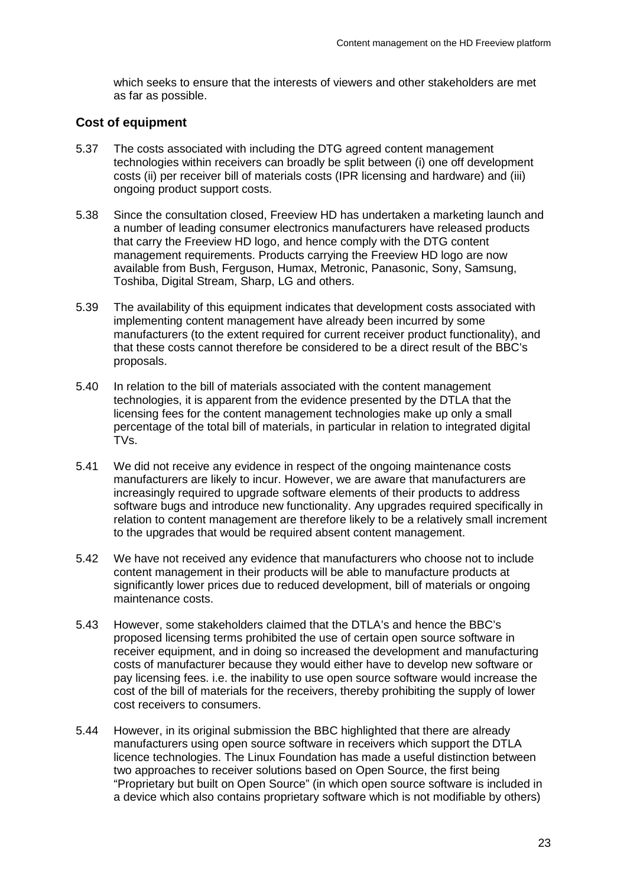which seeks to ensure that the interests of viewers and other stakeholders are met as far as possible.

### Cost of equipment

5.37 The costs associated with including the DTG agreed content management technologies within receivers can broadly be split between (i) one off development costs (ii) per receiver bill of materials costs (IPR licensing and hardware) and (iii) ongoing product support costs.

5.38 Since the consultation closed, Freeview HD has undertaken a marketing launch and a number of leading consumer electronics manufacturers have released products that carry the Freeview HD logo, and hence comply with the DTG content management requirements. Products carrying the Freeview HD logo are now available from Bush, Ferguson, Humax, Metronic, Panasonic, Sony, Samsung, Toshiba, Digital Stream, Sharp, LG and others.

5.39 The availability of this equipment indicates that development costs associated with implementing content management have already been incurred by some manufacturers (to the extent required for current receiver product functionality), and that these costs cannot therefore be considered to be a direct result of the BBC's proposals.

5.40 In relation to the bill of materials associated with the content management technologies, it is apparent from the evidence presented by the DTLA that the licensing fees for the content management technologies make up only a small percentage of the total bill of materials, in particular in relation to integrated digital TVs.

5.41 We did not receive any evidence in respect of the ongoing maintenance costs manufacturers are likely to incur. However, we are aware that manufacturers are increasingly required to upgrade software elements of their products to address software bugs and introduce new functionality. Any upgrades required specifically in relation to content management are therefore likely to be a relatively small increment to the upgrades that would be required absent content management.

5.42 We have not received any evidence that manufacturers who choose not to include content management in their products will be able to manufacture products at significantly lower prices due to reduced development, bill of materials or ongoing maintenance costs.

5.43 However, some stakeholders claimed that the DTLA's and hence the BBC's proposed licensing terms prohibited the use of certain open source software in receiver equipment, and in doing so increased the development and manufacturing costs of manufacturer because they would either have to develop new software or pay licensing fees. i.e. the inability to use open source software would increase the cost of the bill of materials for the receivers, thereby prohibiting the supply of lower cost receivers to consumers.

5.44 However, in its original submission the BBC highlighted that there are already manufacturers using open source software in receivers which support the DTLA licence technologies. The Linux Foundation has made a useful distinction between two approaches to receiver solutions based on Open Source, the first being "Proprietary but built on Open Source" (in which open source software is included in a device which also contains proprietary software which is not modifiable by others)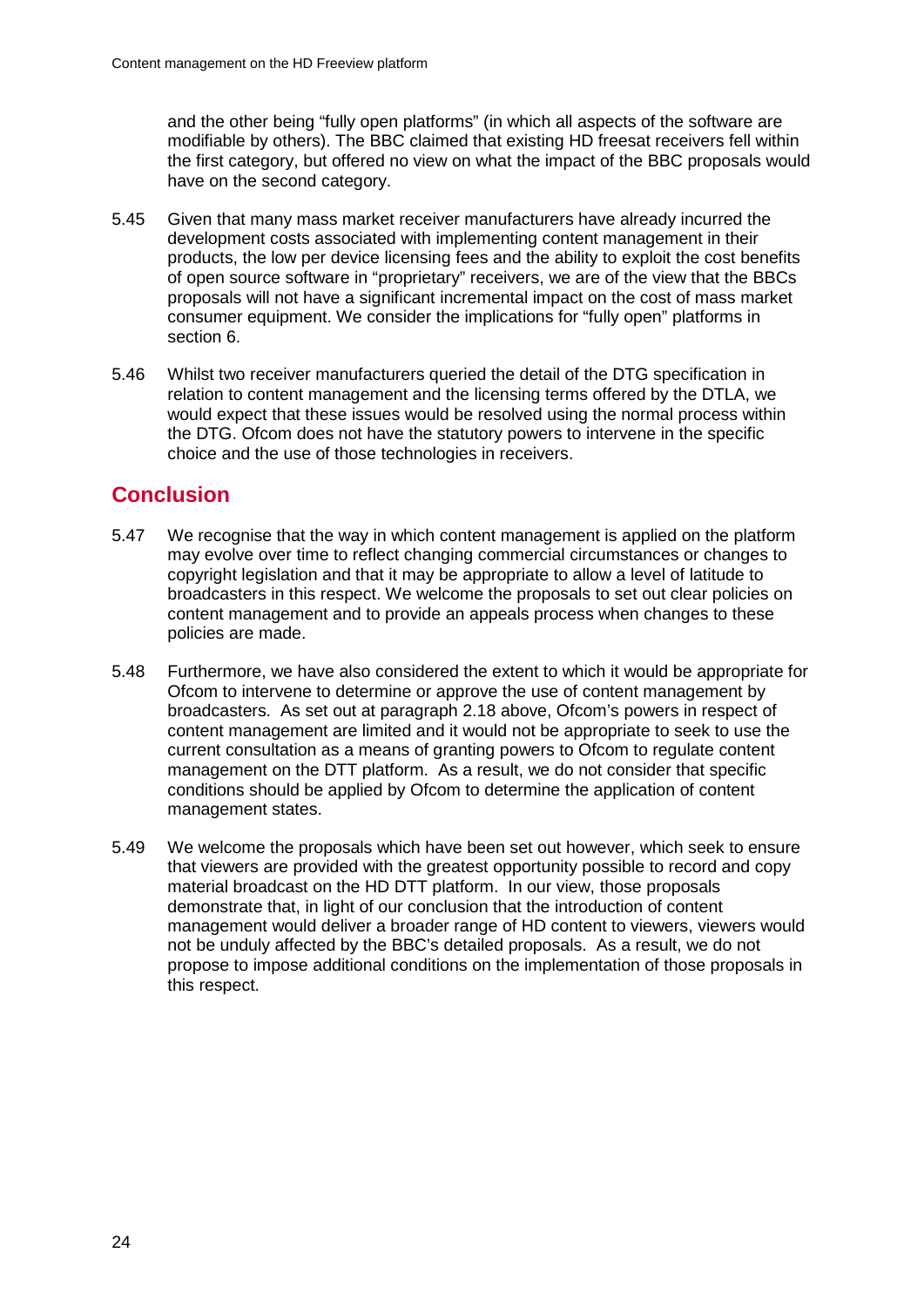and the other being "fully open platforms" (in which all aspects of the software are modifiable by others). The BBC claimed that existing HD freesat receivers fell within the first category, but offered no view on what the impact of the BBC proposals would have on the second category.

5.45 Given that many mass market receiver manufacturers have already incurred the development costs associated with implementing content management in their products, the low per device licensing fees and the ability to exploit the cost benefits of open source software in "proprietary" receivers, we are of the view that the BBCs proposals will not have a significant incremental impact on the cost of mass market consumer equipment. We consider the implications for "fully open" platforms in section 6.

5.46 Whilst two receiver manufacturers queried the detail of the DTG specification in relation to content management and the licensing terms offered by the DTLA, we would expect that these issues would be resolved using the normal process within the DTG. Ofcom does not have the statutory powers to intervene in the specific choice and the use of those technologies in receivers.

## Conclusion

5.47 We recognise that the way in which content management is applied on the platform may evolve over time to reflect changing commercial circumstances or changes to copyright legislation and that it may be appropriate to allow a level of latitude to broadcasters in this respect. We welcome the proposals to set out clear policies on content management and to provide an appeals process when changes to these policies are made.

5.48 Furthermore, we have also considered the extent to which it would be appropriate for Ofcom to intervene to determine or approve the use of content management by broadcasters. As set out at paragraph 2.18 above, Ofcom's powers in respect of content management are limited and it would not be appropriate to seek to use the current consultation as a means of granting powers to Ofcom to regulate content management on the DTT platform. As a result, we do not consider that specific conditions should be applied by Ofcom to determine the application of content management states.

5.49 We welcome the proposals which have been set out however, which seek to ensure that viewers are provided with the greatest opportunity possible to record and copy material broadcast on the HD DTT platform. In our view, those proposals demonstrate that, in light of our conclusion that the introduction of content management would deliver a broader range of HD content to viewers, viewers would not be unduly affected by the BBC's detailed proposals. As a result, we do not propose to impose additional conditions on the implementation of those proposals in this respect.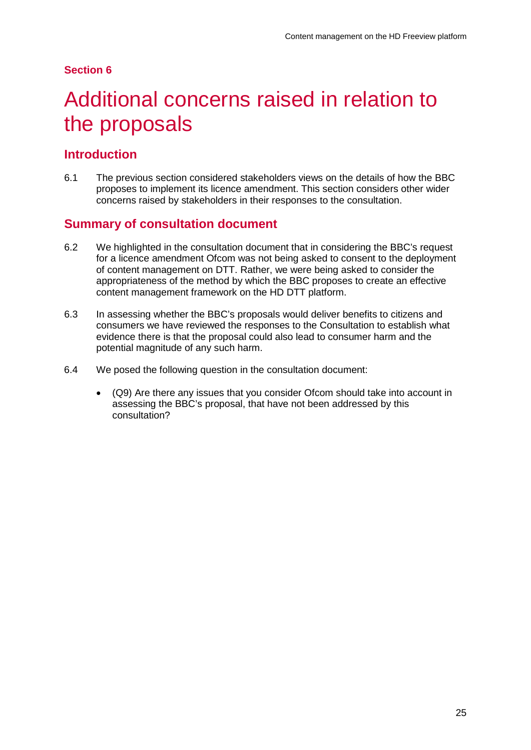## Section 6

# Additional concerns raised in relation to the proposals

## Introduction

6.1 The previous section considered stakeholders views on the details of how the BBC proposes to implement its licence amendment. This section considers other wider concerns raised by stakeholders in their responses to the consultation.

## Summary of consultation document

6.2 We highlighted in the consultation document that in considering the BBC's request for a licence amendment Ofcom was not being asked to consent to the deployment of content management on DTT. Rather, we were being asked to consider the appropriateness of the method by which the BBC proposes to create an effective content management framework on the HD DTT platform.

6.3 In assessing whether the BBC's proposals would deliver benefits to citizens and consumers we have reviewed the responses to the Consultation to establish what evidence there is that the proposal could also lead to consumer harm and the potential magnitude of any such harm.

6.4 We posed the following question in the consultation document:

- (Q9) Are there any issues that you consider Ofcom should take into account in assessing the BBC's proposal, that have not been addressed by this consultation?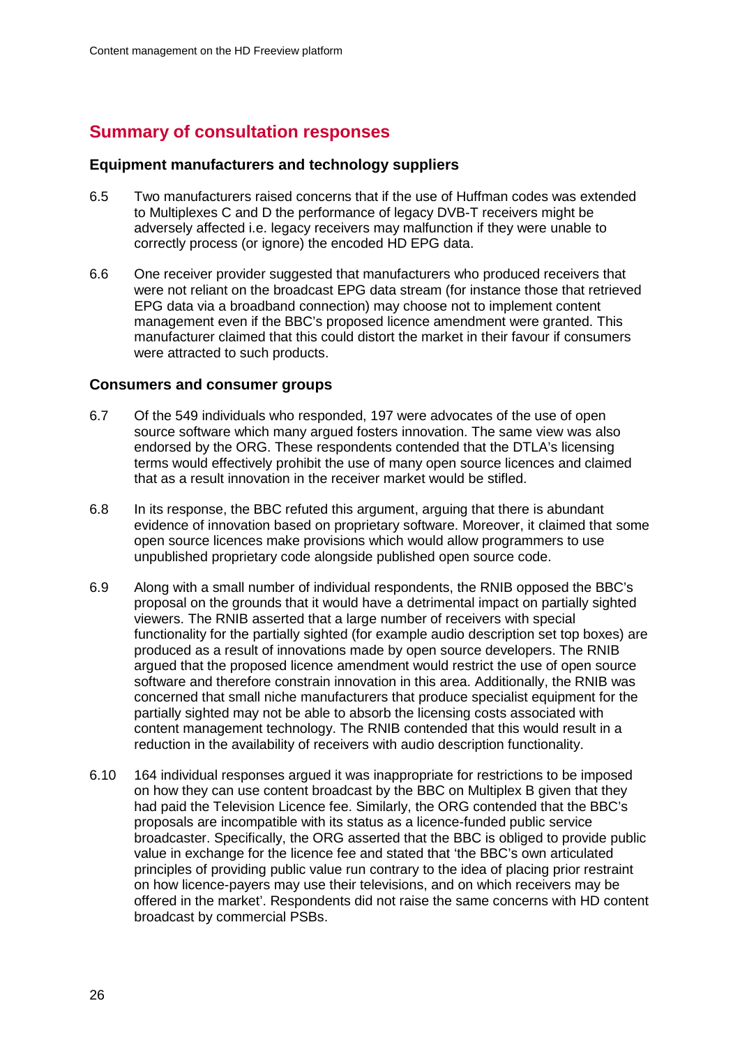## Summary of consultation responses

### Equipment manufacturers and technology suppliers

6.5 Two manufacturers raised concerns that if the use of Huffman codes was extended to Multiplexes C and D the performance of legacy DVB-T receivers might be adversely affected i.e. legacy receivers may malfunction if they were unable to correctly process (or ignore) the encoded HD EPG data.

6.6 One receiver provider suggested that manufacturers who produced receivers that were not reliant on the broadcast EPG data stream (for instance those that retrieved EPG data via a broadband connection) may choose not to implement content management even if the BBC's proposed licence amendment were granted. This manufacturer claimed that this could distort the market in their favour if consumers were attracted to such products.

### Consumers and consumer groups

6.7 Of the 549 individuals who responded, 197 were advocates of the use of open source software which many argued fosters innovation. The same view was also endorsed by the ORG. These respondents contended that the DTLA's licensing terms would effectively prohibit the use of many open source licences and claimed that as a result innovation in the receiver market would be stifled.

6.8 In its response, the BBC refuted this argument, arguing that there is abundant evidence of innovation based on proprietary software. Moreover, it claimed that some open source licences make provisions which would allow programmers to use unpublished proprietary code alongside published open source code.

6.9 Along with a small number of individual respondents, the RNIB opposed the BBC's proposal on the grounds that it would have a detrimental impact on partially sighted viewers. The RNIB asserted that a large number of receivers with special functionality for the partially sighted (for example audio description set top boxes) are produced as a result of innovations made by open source developers. The RNIB argued that the proposed licence amendment would restrict the use of open source software and therefore constrain innovation in this area. Additionally, the RNIB was concerned that small niche manufacturers that produce specialist equipment for the partially sighted may not be able to absorb the licensing costs associated with content management technology. The RNIB contended that this would result in a reduction in the availability of receivers with audio description functionality.

6.10 164 individual responses argued it was inappropriate for restrictions to be imposed on how they can use content broadcast by the BBC on Multiplex B given that they had paid the Television Licence fee. Similarly, the ORG contended that the BBC's proposals are incompatible with its status as a licence-funded public service broadcaster. Specifically, the ORG asserted that the BBC is obliged to provide public value in exchange for the licence fee and stated that 'the BBC's own articulated principles of providing public value run contrary to the idea of placing prior restraint on how licence-payers may use their televisions, and on which receivers may be offered in the market'. Respondents did not raise the same concerns with HD content broadcast by commercial PSBs.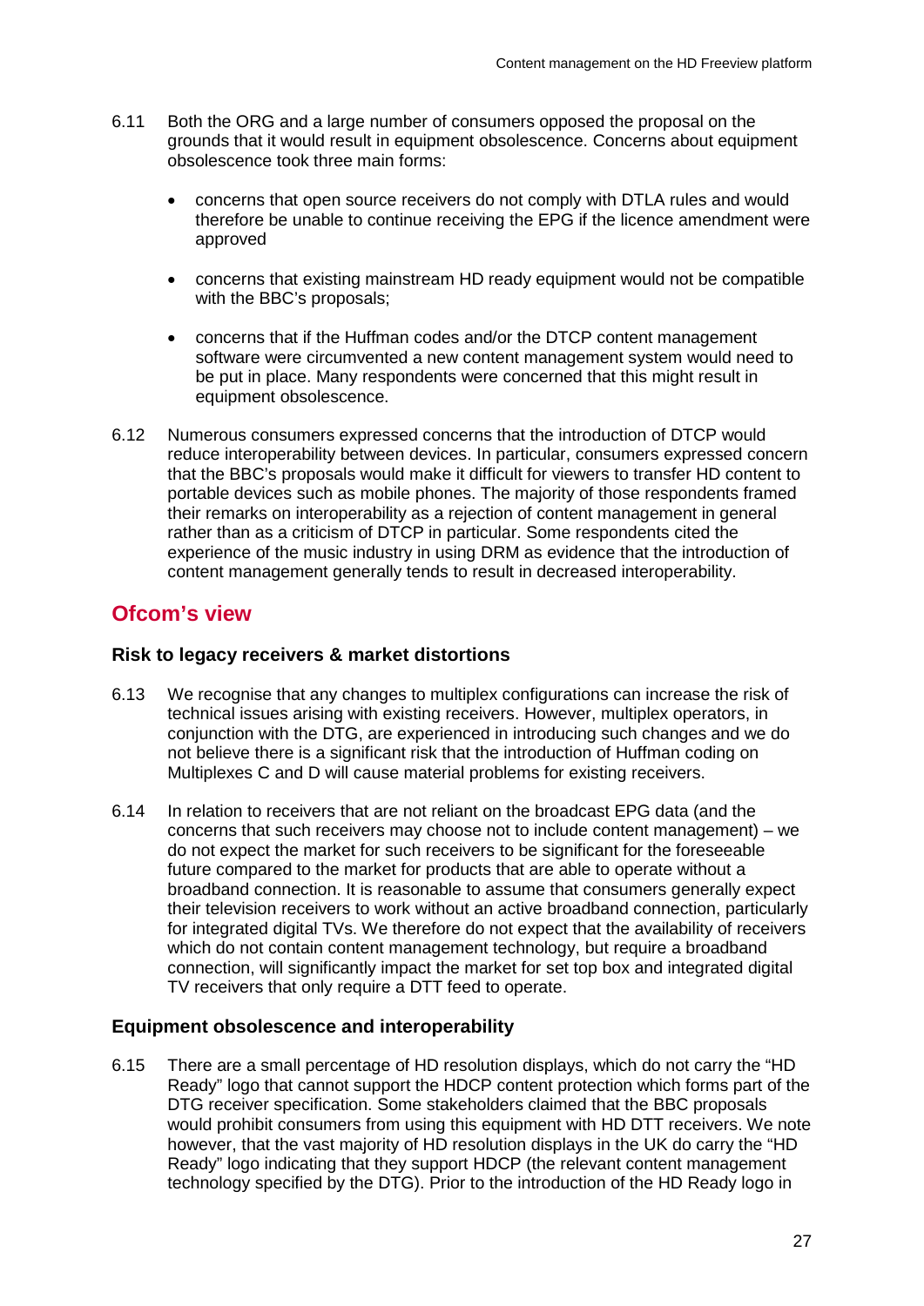6.11 Both the ORG and a large number of consumers opposed the proposal on the grounds that it would result in equipment obsolescence. Concerns about equipment obsolescence took three main forms:

- concerns that open source receivers do not comply with DTLA rules and would therefore be unable to continue receiving the EPG if the licence amendment were approved
- concerns that existing mainstream HD ready equipment would not be compatible with the BBC's proposals;
- concerns that if the Huffman codes and/or the DTCP content management software were circumvented a new content management system would need to be put in place. Many respondents were concerned that this might result in equipment obsolescence.

6.12 Numerous consumers expressed concerns that the introduction of DTCP would reduce interoperability between devices. In particular, consumers expressed concern that the BBC's proposals would make it difficult for viewers to transfer HD content to portable devices such as mobile phones. The majority of those respondents framed their remarks on interoperability as a rejection of content management in general rather than as a criticism of DTCP in particular. Some respondents cited the experience of the music industry in using DRM as evidence that the introduction of content management generally tends to result in decreased interoperability.

## Ofcom's view

### Risk to legacy receivers & market distortions

6.13 We recognise that any changes to multiplex configurations can increase the risk of technical issues arising with existing receivers. However, multiplex operators, in conjunction with the DTG, are experienced in introducing such changes and we do not believe there is a significant risk that the introduction of Huffman coding on Multiplexes C and D will cause material problems for existing receivers.

6.14 In relation to receivers that are not reliant on the broadcast EPG data (and the concerns that such receivers may choose not to include content management) – we do not expect the market for such receivers to be significant for the foreseeable future compared to the market for products that are able to operate without a broadband connection. It is reasonable to assume that consumers generally expect their television receivers to work without an active broadband connection, particularly for integrated digital TVs. We therefore do not expect that the availability of receivers which do not contain content management technology, but require a broadband connection, will significantly impact the market for set top box and integrated digital TV receivers that only require a DTT feed to operate.

### Equipment obsolescence and interoperability

6.15 There are a small percentage of HD resolution displays, which do not carry the "HD Ready" logo that cannot support the HDCP content protection which forms part of the DTG receiver specification. Some stakeholders claimed that the BBC proposals would prohibit consumers from using this equipment with HD DTT receivers. We note however, that the vast majority of HD resolution displays in the UK do carry the "HD Ready" logo indicating that they support HDCP (the relevant content management technology specified by the DTG). Prior to the introduction of the HD Ready logo in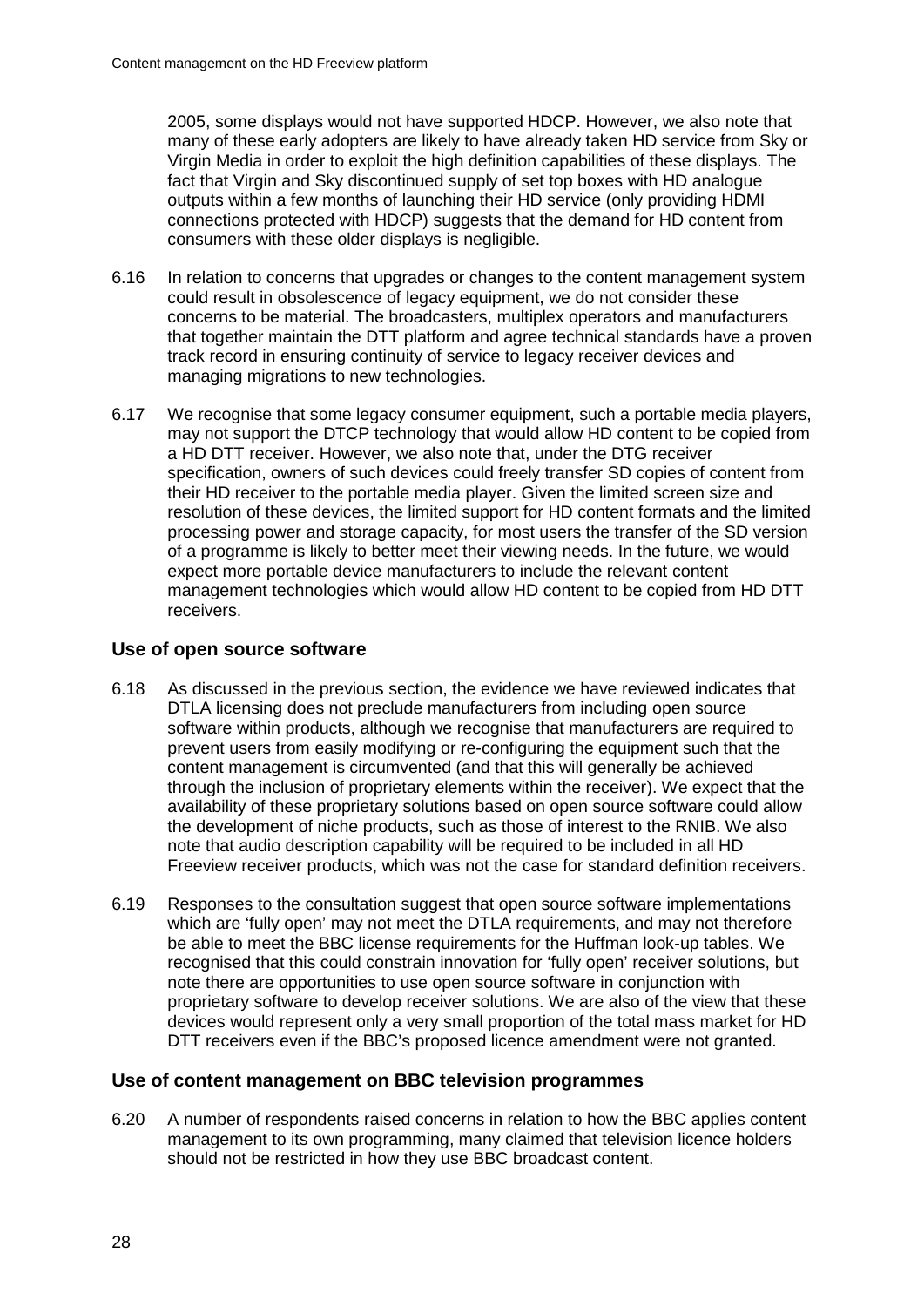2005, some displays would not have supported HDCP. However, we also note that many of these early adopters are likely to have already taken HD service from Sky or Virgin Media in order to exploit the high definition capabilities of these displays. The fact that Virgin and Sky discontinued supply of set top boxes with HD analogue outputs within a few months of launching their HD service (only providing HDMI connections protected with HDCP) suggests that the demand for HD content from consumers with these older displays is negligible.

6.16 In relation to concerns that upgrades or changes to the content management system could result in obsolescence of legacy equipment, we do not consider these concerns to be material. The broadcasters, multiplex operators and manufacturers that together maintain the DTT platform and agree technical standards have a proven track record in ensuring continuity of service to legacy receiver devices and managing migrations to new technologies.

6.17 We recognise that some legacy consumer equipment, such a portable media players, may not support the DTCP technology that would allow HD content to be copied from a HD DTT receiver. However, we also note that, under the DTG receiver specification, owners of such devices could freely transfer SD copies of content from their HD receiver to the portable media player. Given the limited screen size and resolution of these devices, the limited support for HD content formats and the limited processing power and storage capacity, for most users the transfer of the SD version of a programme is likely to better meet their viewing needs. In the future, we would expect more portable device manufacturers to include the relevant content management technologies which would allow HD content to be copied from HD DTT receivers.

### Use of open source software

6.18 As discussed in the previous section, the evidence we have reviewed indicates that DTLA licensing does not preclude manufacturers from including open source software within products, although we recognise that manufacturers are required to prevent users from easily modifying or re-configuring the equipment such that the content management is circumvented (and that this will generally be achieved through the inclusion of proprietary elements within the receiver). We expect that the availability of these proprietary solutions based on open source software could allow the development of niche products, such as those of interest to the RNIB. We also note that audio description capability will be required to be included in all HD Freeview receiver products, which was not the case for standard definition receivers.

6.19 Responses to the consultation suggest that open source software implementations which are 'fully open' may not meet the DTLA requirements, and may not therefore be able to meet the BBC license requirements for the Huffman look-up tables. We recognised that this could constrain innovation for 'fully open' receiver solutions, but note there are opportunities to use open source software in conjunction with proprietary software to develop receiver solutions. We are also of the view that these devices would represent only a very small proportion of the total mass market for HD DTT receivers even if the BBC's proposed licence amendment were not granted.

### Use of content management on BBC television programmes

6.20 A number of respondents raised concerns in relation to how the BBC applies content management to its own programming, many claimed that television licence holders should not be restricted in how they use BBC broadcast content.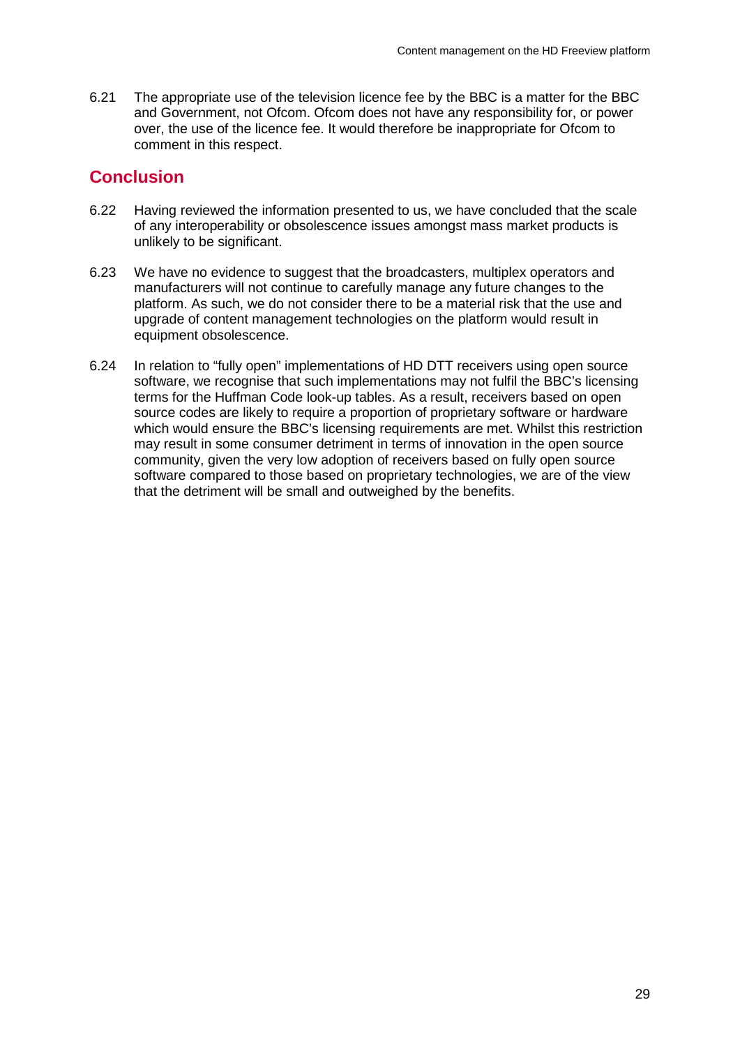6.21 The appropriate use of the television licence fee by the BBC is a matter for the BBC and Government, not Ofcom. Ofcom does not have any responsibility for, or power over, the use of the licence fee. It would therefore be inappropriate for Ofcom to comment in this respect.

## Conclusion

6.22 Having reviewed the information presented to us, we have concluded that the scale of any interoperability or obsolescence issues amongst mass market products is unlikely to be significant.

6.23 We have no evidence to suggest that the broadcasters, multiplex operators and manufacturers will not continue to carefully manage any future changes to the platform. As such, we do not consider there to be a material risk that the use and upgrade of content management technologies on the platform would result in equipment obsolescence.

6.24 In relation to "fully open" implementations of HD DTT receivers using open source software, we recognise that such implementations may not fulfil the BBC's licensing terms for the Huffman Code look-up tables. As a result, receivers based on open source codes are likely to require a proportion of proprietary software or hardware which would ensure the BBC's licensing requirements are met. Whilst this restriction may result in some consumer detriment in terms of innovation in the open source community, given the very low adoption of receivers based on fully open source software compared to those based on proprietary technologies, we are of the view that the detriment will be small and outweighed by the benefits.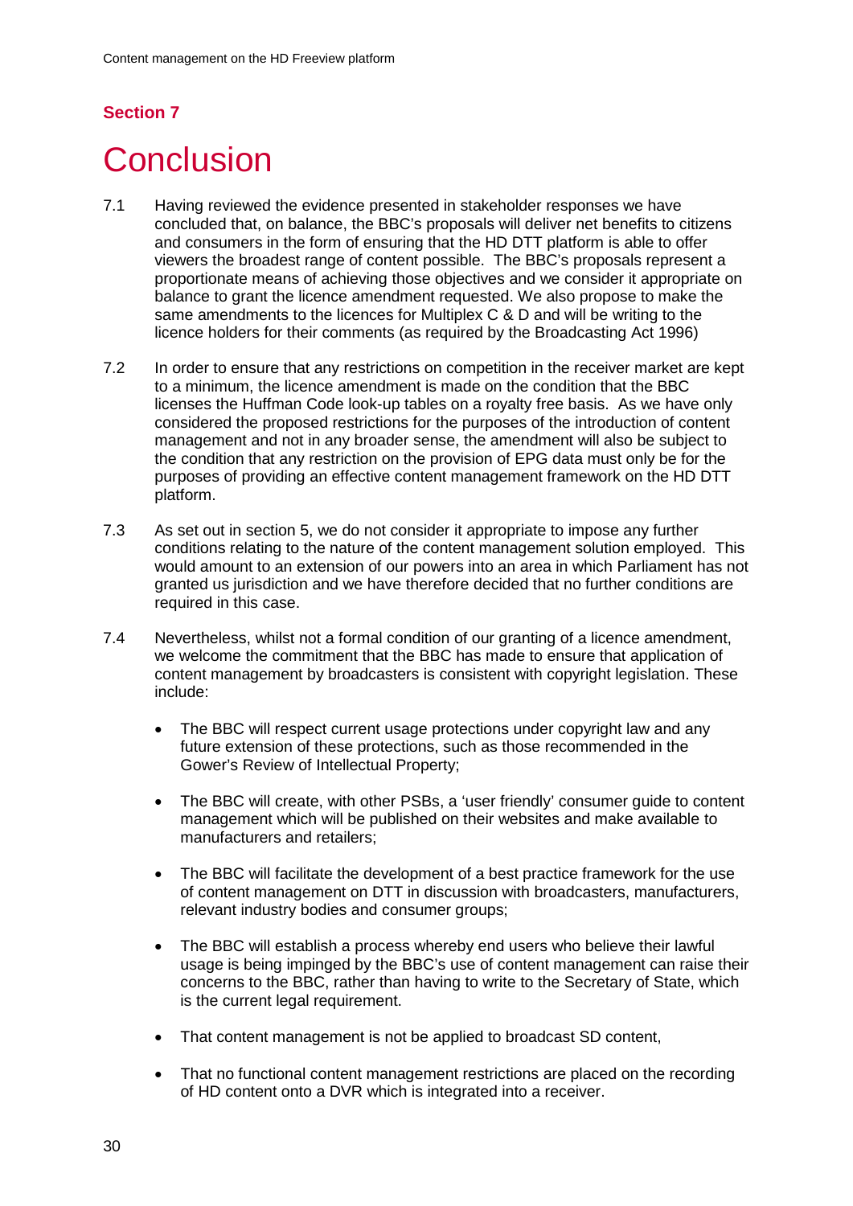**Section 7**

# Conclusion

7.1 Having reviewed the evidence presented in stakeholder responses we have concluded that, on balance, the BBC's proposals will deliver net benefits to citizens and consumers in the form of ensuring that the HD DTT platform is able to offer viewers the broadest range of content possible. The BBC's proposals represent a proportionate means of achieving those objectives and we consider it appropriate on balance to grant the licence amendment requested. We also propose to make the same amendments to the licences for Multiplex C & D and will be writing to the licence holders for their comments (as required by the Broadcasting Act 1996)

7.2 In order to ensure that any restrictions on competition in the receiver market are kept to a minimum, the licence amendment is made on the condition that the BBC licenses the Huffman Code look-up tables on a royalty free basis. As we have only considered the proposed restrictions for the purposes of the introduction of content management and not in any broader sense, the amendment will also be subject to the condition that any restriction on the provision of EPG data must only be for the purposes of providing an effective content management framework on the HD DTT platform.

7.3 As set out in section 5, we do not consider it appropriate to impose any further conditions relating to the nature of the content management solution employed. This would amount to an extension of our powers into an area in which Parliament has not granted us jurisdiction and we have therefore decided that no further conditions are required in this case.

7.4 Nevertheless, whilst not a formal condition of our granting of a licence amendment, we welcome the commitment that the BBC has made to ensure that application of content management by broadcasters is consistent with copyright legislation. These include:

- The BBC will respect current usage protections under copyright law and any future extension of these protections, such as those recommended in the Gower's Review of Intellectual Property;
- The BBC will create, with other PSBs, a 'user friendly' consumer guide to content management which will be published on their websites and make available to manufacturers and retailers;
- The BBC will facilitate the development of a best practice framework for the use of content management on DTT in discussion with broadcasters, manufacturers, relevant industry bodies and consumer groups;
- The BBC will establish a process whereby end users who believe their lawful usage is being impinged by the BBC's use of content management can raise their concerns to the BBC, rather than having to write to the Secretary of State, which is the current legal requirement.
- That content management is not be applied to broadcast SD content,
- That no functional content management restrictions are placed on the recording of HD content onto a DVR which is integrated into a receiver.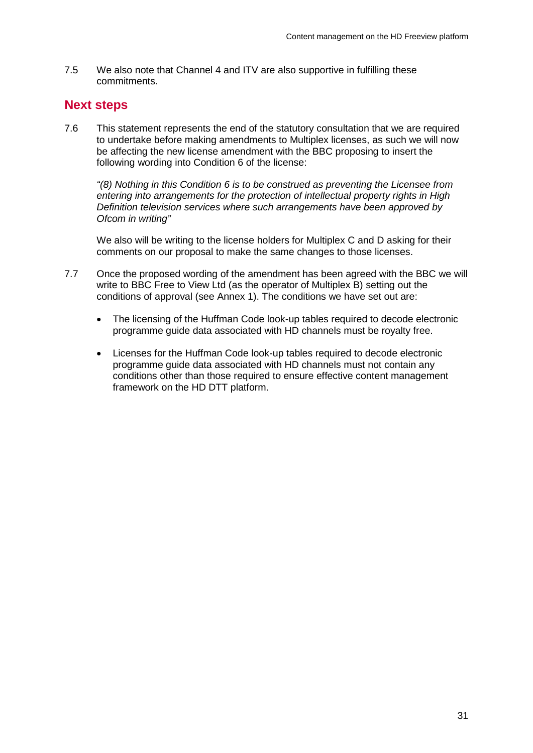7.5 We also note that Channel 4 and ITV are also supportive in fulfilling these commitments.

## Next steps

7.6 This statement represents the end of the statutory consultation that we are required to undertake before making amendments to Multiplex licenses, as such we will now be affecting the new license amendment with the BBC proposing to insert the following wording into Condition 6 of the license:

*"(8) Nothing in this Condition 6 is to be construed as preventing the Licensee from entering into arrangements for the protection of intellectual property rights in High Definition television services where such arrangements have been approved by Ofcom in writing"*

We also will be writing to the license holders for Multiplex C and D asking for their comments on our proposal to make the same changes to those licenses.

7.7 Once the proposed wording of the amendment has been agreed with the BBC we will write to BBC Free to View Ltd (as the operator of Multiplex B) setting out the conditions of approval (see Annex 1). The conditions we have set out are:

- The licensing of the Huffman Code look-up tables required to decode electronic programme guide data associated with HD channels must be royalty free.
- Licenses for the Huffman Code look-up tables required to decode electronic programme guide data associated with HD channels must not contain any conditions other than those required to ensure effective content management framework on the HD DTT platform.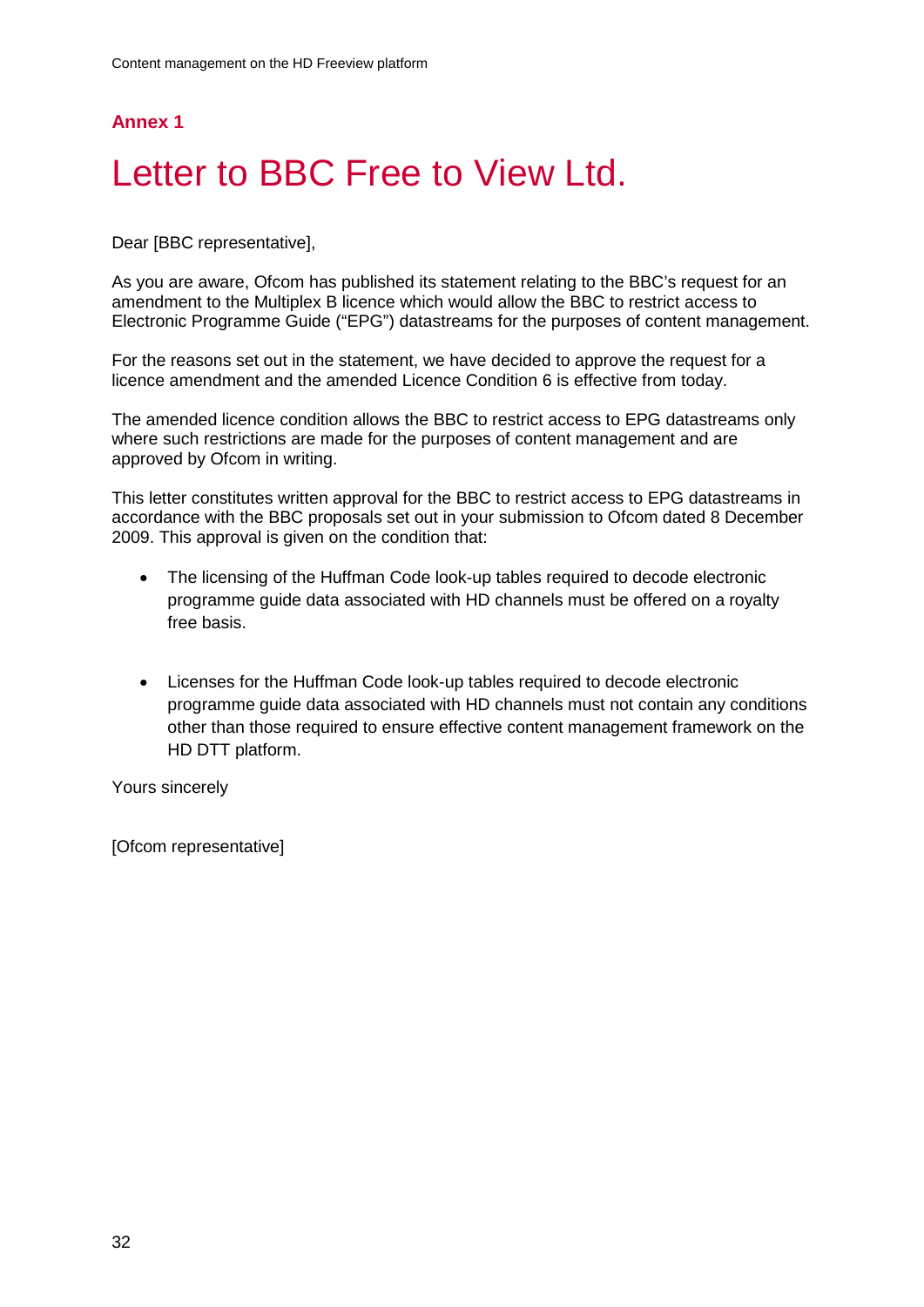# Annex 1

## Letter to BBC Free to View Ltd.

Dear [BBC representative],

As you are aware, Ofcom has published its statement relating to the BBC's request for an amendment to the Multiplex B licence which would allow the BBC to restrict access to Electronic Programme Guide ("EPG") datastreams for the purposes of content management.

For the reasons set out in the statement, we have decided to approve the request for a licence amendment and the amended Licence Condition 6 is effective from today.

The amended licence condition allows the BBC to restrict access to EPG datastreams only where such restrictions are made for the purposes of content management and are approved by Ofcom in writing.

This letter constitutes written approval for the BBC to restrict access to EPG datastreams in accordance with the BBC proposals set out in your submission to Ofcom dated 8 December 2009. This approval is given on the condition that:

- The licensing of the Huffman Code look-up tables required to decode electronic programme guide data associated with HD channels must be offered on a royalty free basis.

- Licenses for the Huffman Code look-up tables required to decode electronic programme guide data associated with HD channels must not contain any conditions other than those required to ensure effective content management framework on the HD DTT platform.

Yours sincerely

[Ofcom representative]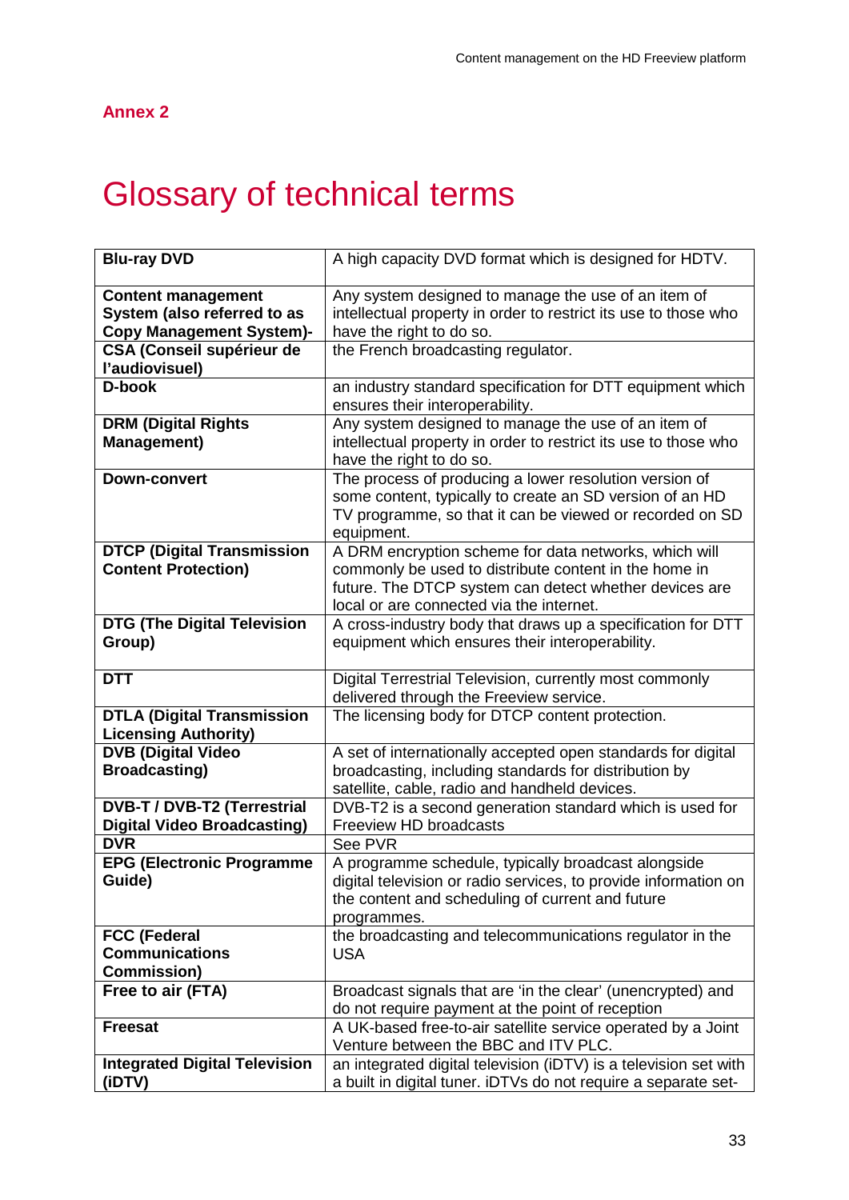Annex 2

# Glossary of technical terms

| | |
|---|---|
| **Blu-ray DVD** | A high capacity DVD format which is designed for HDTV. |
| **Content management System (also referred to as Copy Management System)-** | Any system designed to manage the use of an item of intellectual property in order to restrict its use to those who have the right to do so. |
| **CSA (Conseil supérieur de l'audiovisuel)** | the French broadcasting regulator. |
| **D-book** | an industry standard specification for DTT equipment which ensures their interoperability. |
| **DRM (Digital Rights Management)** | Any system designed to manage the use of an item of intellectual property in order to restrict its use to those who have the right to do so. |
| **Down-convert** | The process of producing a lower resolution version of some content, typically to create an SD version of an HD TV programme, so that it can be viewed or recorded on SD equipment. |
| **DTCP (Digital Transmission Content Protection)** | A DRM encryption scheme for data networks, which will commonly be used to distribute content in the home in future. The DTCP system can detect whether devices are local or are connected via the internet. |
| **DTG (The Digital Television Group)** | A cross-industry body that draws up a specification for DTT equipment which ensures their interoperability. |
| **DTT** | Digital Terrestrial Television, currently most commonly delivered through the Freeview service. |
| **DTLA (Digital Transmission Licensing Authority)** | The licensing body for DTCP content protection. |
| **DVB (Digital Video Broadcasting)** | A set of internationally accepted open standards for digital broadcasting, including standards for distribution by satellite, cable, radio and handheld devices. |
| **DVB-T / DVB-T2 (Terrestrial Digital Video Broadcasting)** | DVB-T2 is a second generation standard which is used for Freeview HD broadcasts |
| **DVR** | See PVR |
| **EPG (Electronic Programme Guide)** | A programme schedule, typically broadcast alongside digital television or radio services, to provide information on the content and scheduling of current and future programmes. |
| **FCC (Federal Communications Commission)** | the broadcasting and telecommunications regulator in the USA |
| **Free to air (FTA)** | Broadcast signals that are 'in the clear' (unencrypted) and do not require payment at the point of reception |
| **Freesat** | A UK-based free-to-air satellite service operated by a Joint Venture between the BBC and ITV PLC. |
| **Integrated Digital Television (iDTV)** | an integrated digital television (iDTV) is a television set with a built in digital tuner. iDTVs do not require a separate set- |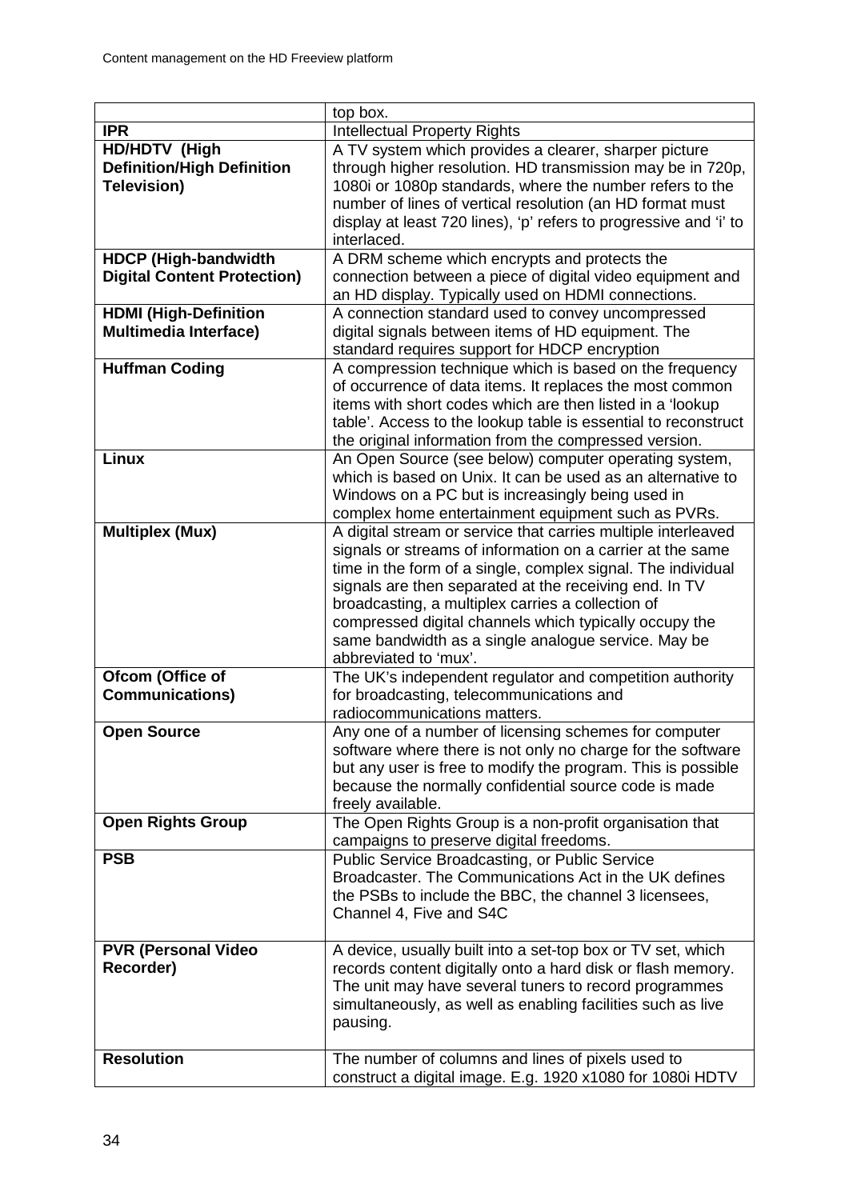| | |
|---|---|
| | top box. |
| **IPR** | Intellectual Property Rights |
| **HD/HDTV (High Definition/High Definition Television)** | A TV system which provides a clearer, sharper picture through higher resolution. HD transmission may be in 720p, 1080i or 1080p standards, where the number refers to the number of lines of vertical resolution (an HD format must display at least 720 lines), 'p' refers to progressive and 'i' to interlaced. |
| **HDCP (High-bandwidth Digital Content Protection)** | A DRM scheme which encrypts and protects the connection between a piece of digital video equipment and an HD display. Typically used on HDMI connections. |
| **HDMI (High-Definition Multimedia Interface)** | A connection standard used to convey uncompressed digital signals between items of HD equipment. The standard requires support for HDCP encryption |
| **Huffman Coding** | A compression technique which is based on the frequency of occurrence of data items. It replaces the most common items with short codes which are then listed in a 'lookup table'. Access to the lookup table is essential to reconstruct the original information from the compressed version. |
| **Linux** | An Open Source (see below) computer operating system, which is based on Unix. It can be used as an alternative to Windows on a PC but is increasingly being used in complex home entertainment equipment such as PVRs. |
| **Multiplex (Mux)** | A digital stream or service that carries multiple interleaved signals or streams of information on a carrier at the same time in the form of a single, complex signal. The individual signals are then separated at the receiving end. In TV broadcasting, a multiplex carries a collection of compressed digital channels which typically occupy the same bandwidth as a single analogue service. May be abbreviated to 'mux'. |
| **Ofcom (Office of Communications)** | The UK's independent regulator and competition authority for broadcasting, telecommunications and radiocommunications matters. |
| **Open Source** | Any one of a number of licensing schemes for computer software where there is not only no charge for the software but any user is free to modify the program. This is possible because the normally confidential source code is made freely available. |
| **Open Rights Group** | The Open Rights Group is a non-profit organisation that campaigns to preserve digital freedoms. |
| **PSB** | Public Service Broadcasting, or Public Service Broadcaster. The Communications Act in the UK defines the PSBs to include the BBC, the channel 3 licensees, Channel 4, Five and S4C |
| **PVR (Personal Video Recorder)** | A device, usually built into a set-top box or TV set, which records content digitally onto a hard disk or flash memory. The unit may have several tuners to record programmes simultaneously, as well as enabling facilities such as live pausing. |
| **Resolution** | The number of columns and lines of pixels used to construct a digital image. E.g. 1920 x1080 for 1080i HDTV |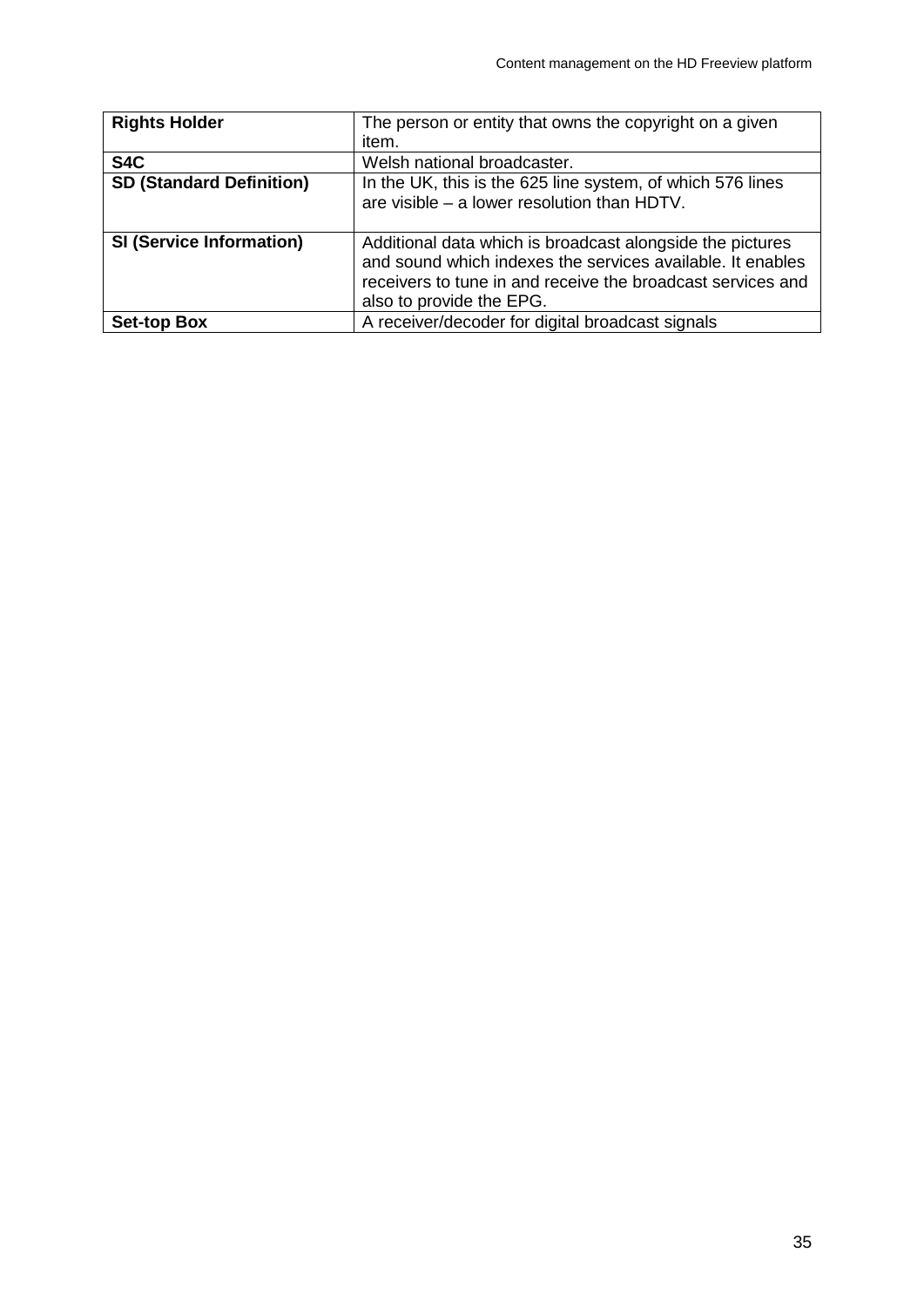| | |
|---|---|
| **Rights Holder** | The person or entity that owns the copyright on a given item. |
| **S4C** | Welsh national broadcaster. |
| **SD (Standard Definition)** | In the UK, this is the 625 line system, of which 576 lines are visible – a lower resolution than HDTV. |
| **SI (Service Information)** | Additional data which is broadcast alongside the pictures and sound which indexes the services available. It enables receivers to tune in and receive the broadcast services and also to provide the EPG. |
| **Set-top Box** | A receiver/decoder for digital broadcast signals |